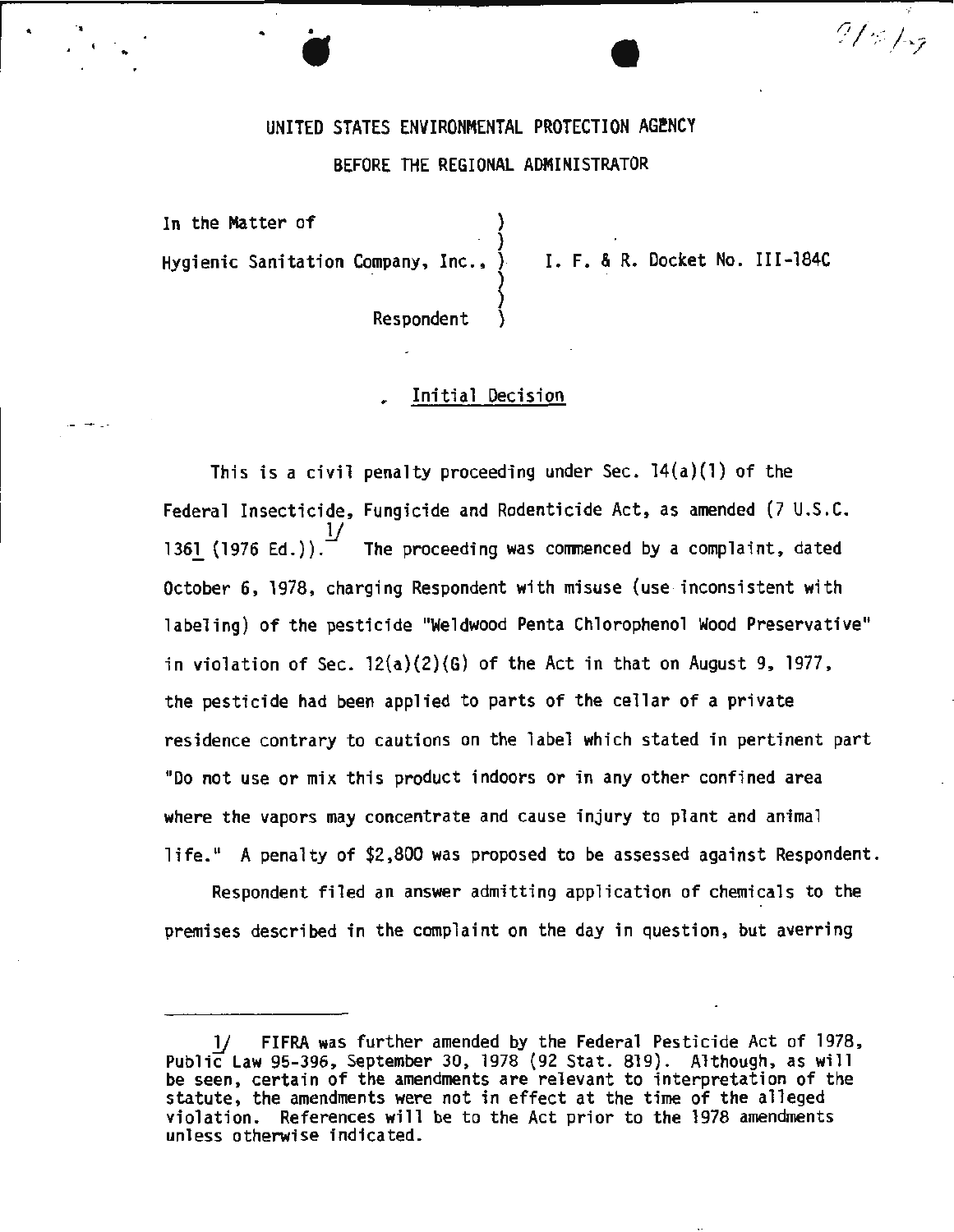UNITED STATES ENVIRONMENTAL PROTECTION AGENCY

BEFORE THE REGIONAL ADMINISTRATOR

In the Matter of )
)
Hygienic Sanitation Company, Inc., ) I. F. & R. Docket No. III-184C
)
)
Respondent )

## Initial Decision

This is a civil penalty proceeding under Sec. 14(a)(1) of the Federal Insecticide, Fungicide and Rodenticide Act, as amended (7 U.S.C. 1361 (1976 Ed.)).[1/] The proceeding was commenced by a complaint, dated October 6, 1978, charging Respondent with misuse (use inconsistent with labeling) of the pesticide "Weldwood Penta Chlorophenol Wood Preservative" in violation of Sec. 12(a)(2)(G) of the Act in that on August 9, 1977, the pesticide had been applied to parts of the cellar of a private residence contrary to cautions on the label which stated in pertinent part "Do not use or mix this product indoors or in any other confined area where the vapors may concentrate and cause injury to plant and animal life." A penalty of $2,800 was proposed to be assessed against Respondent.

Respondent filed an answer admitting application of chemicals to the premises described in the complaint on the day in question, but averring

---

1/ FIFRA was further amended by the Federal Pesticide Act of 1978, Public Law 95-396, September 30, 1978 (92 Stat. 819). Although, as will be seen, certain of the amendments are relevant to interpretation of the statute, the amendments were not in effect at the time of the alleged violation. References will be to the Act prior to the 1978 amendments unless otherwise indicated.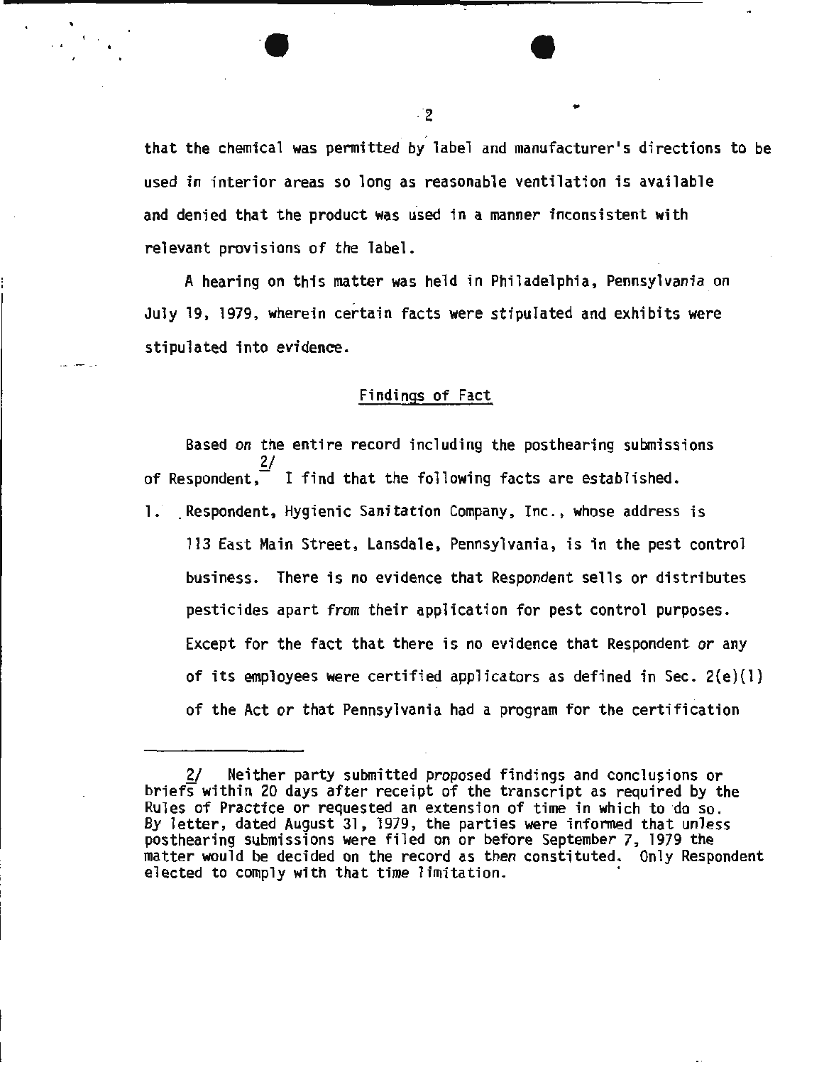that the chemical was permitted by label and manufacturer's directions to be used in interior areas so long as reasonable ventilation is available and denied that the product was used in a manner inconsistent with relevant provisions of the label.

A hearing on this matter was held in Philadelphia, Pennsylvania on July 19, 1979, wherein certain facts were stipulated and exhibits were stipulated into evidence.

## Findings of Fact

Based on the entire record including the posthearing submissions of Respondent,[2] I find that the following facts are established.

1. Respondent, Hygienic Sanitation Company, Inc., whose address is 113 East Main Street, Lansdale, Pennsylvania, is in the pest control business. There is no evidence that Respondent sells or distributes pesticides apart from their application for pest control purposes. Except for the fact that there is no evidence that Respondent or any of its employees were certified applicators as defined in Sec. 2(e)(1) of the Act or that Pennsylvania had a program for the certification

---

2/ Neither party submitted proposed findings and conclusions or briefs within 20 days after receipt of the transcript as required by the Rules of Practice or requested an extension of time in which to do so. By letter, dated August 31, 1979, the parties were informed that unless posthearing submissions were filed on or before September 7, 1979 the matter would be decided on the record as then constituted. Only Respondent elected to comply with that time limitation.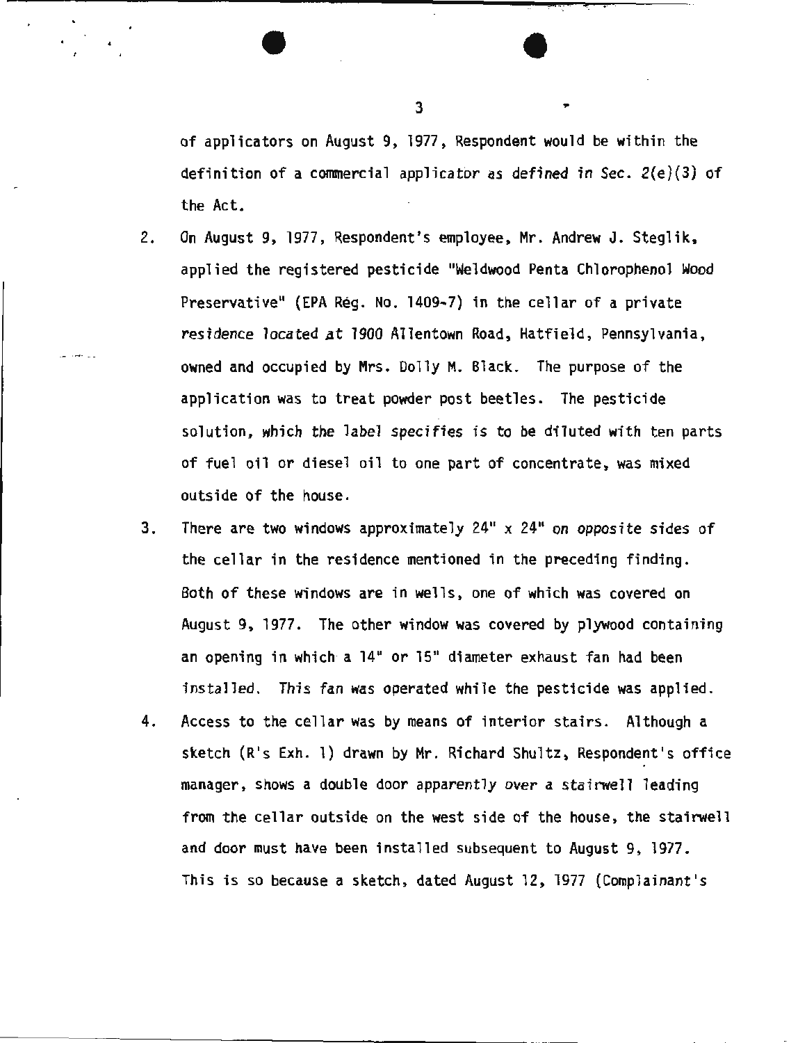of applicators on August 9, 1977, Respondent would be within the definition of a commercial applicator as defined in Sec. 2(e)(3) of the Act.

2. On August 9, 1977, Respondent's employee, Mr. Andrew J. Steglik, applied the registered pesticide "Weldwood Penta Chlorophenol Wood Preservative" (EPA Rég. No. 1409-7) in the cellar of a private residence located at 1900 Allentown Road, Hatfield, Pennsylvania, owned and occupied by Mrs. Dolly M. Black. The purpose of the application was to treat powder post beetles. The pesticide solution, which the label specifies is to be diluted with ten parts of fuel oil or diesel oil to one part of concentrate, was mixed outside of the house.

3. There are two windows approximately 24" x 24" on opposite sides of the cellar in the residence mentioned in the preceding finding. Both of these windows are in wells, one of which was covered on August 9, 1977. The other window was covered by plywood containing an opening in which a 14" or 15" diameter exhaust fan had been installed. This fan was operated while the pesticide was applied.

4. Access to the cellar was by means of interior stairs. Although a sketch (R's Exh. 1) drawn by Mr. Richard Shultz, Respondent's office manager, shows a double door apparently over a stairwell leading from the cellar outside on the west side of the house, the stairwell and door must have been installed subsequent to August 9, 1977. This is so because a sketch, dated August 12, 1977 (Complainant's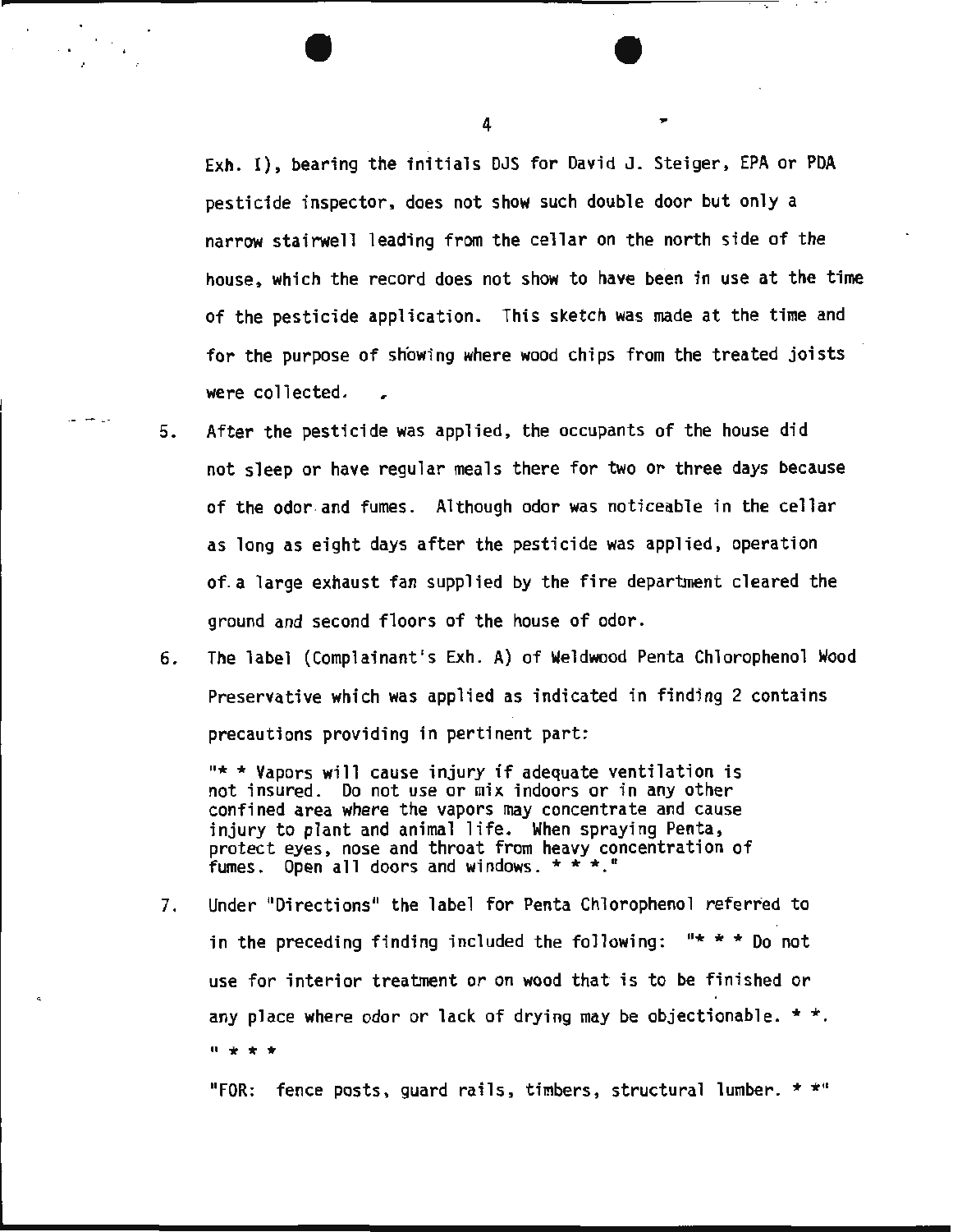Exh. I), bearing the initials DJS for David J. Steiger, EPA or PDA pesticide inspector, does not show such double door but only a narrow stairwell leading from the cellar on the north side of the house, which the record does not show to have been in use at the time of the pesticide application. This sketch was made at the time and for the purpose of showing where wood chips from the treated joists were collected.

5. After the pesticide was applied, the occupants of the house did not sleep or have regular meals there for two or three days because of the odor and fumes. Although odor was noticeable in the cellar as long as eight days after the pesticide was applied, operation of a large exhaust fan supplied by the fire department cleared the ground and second floors of the house of odor.

6. The label (Complainant's Exh. A) of Weldwood Penta Chlorophenol Wood Preservative which was applied as indicated in finding 2 contains precautions providing in pertinent part:

   "* * Vapors will cause injury if adequate ventilation is not insured. Do not use or mix indoors or in any other confined area where the vapors may concentrate and cause injury to plant and animal life. When spraying Penta, protect eyes, nose and throat from heavy concentration of fumes. Open all doors and windows. * * *."

7. Under "Directions" the label for Penta Chlorophenol referred to in the preceding finding included the following: "* * * Do not use for interior treatment or on wood that is to be finished or any place where odor or lack of drying may be objectionable. * *.
   " * * *

   "FOR: fence posts, guard rails, timbers, structural lumber. * *"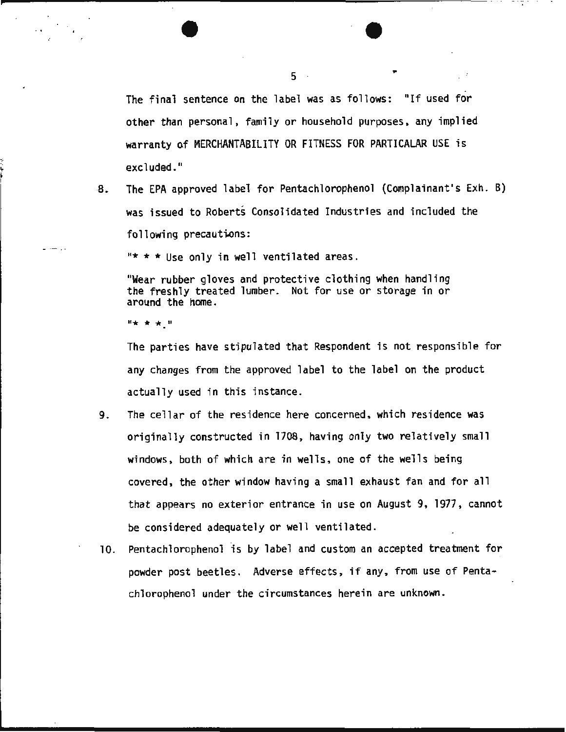The final sentence on the label was as follows: "If used for other than personal, family or household purposes, any implied warranty of MERCHANTABILITY OR FITNESS FOR PARTICALAR USE is excluded."

8. The EPA approved label for Pentachlorophenol (Complainant's Exh. B) was issued to Roberts Consolidated Industries and included the following precautions:

   "* * * Use only in well ventilated areas.

   "Wear rubber gloves and protective clothing when handling the freshly treated lumber. Not for use or storage in or around the home.

   "* * *."

   The parties have stipulated that Respondent is not responsible for any changes from the approved label to the label on the product actually used in this instance.

9. The cellar of the residence here concerned, which residence was originally constructed in 1708, having only two relatively small windows, both of which are in wells, one of the wells being covered, the other window having a small exhaust fan and for all that appears no exterior entrance in use on August 9, 1977, cannot be considered adequately or well ventilated.

10. Pentachlorophenol is by label and custom an accepted treatment for powder post beetles. Adverse effects, if any, from use of Pentachlorophenol under the circumstances herein are unknown.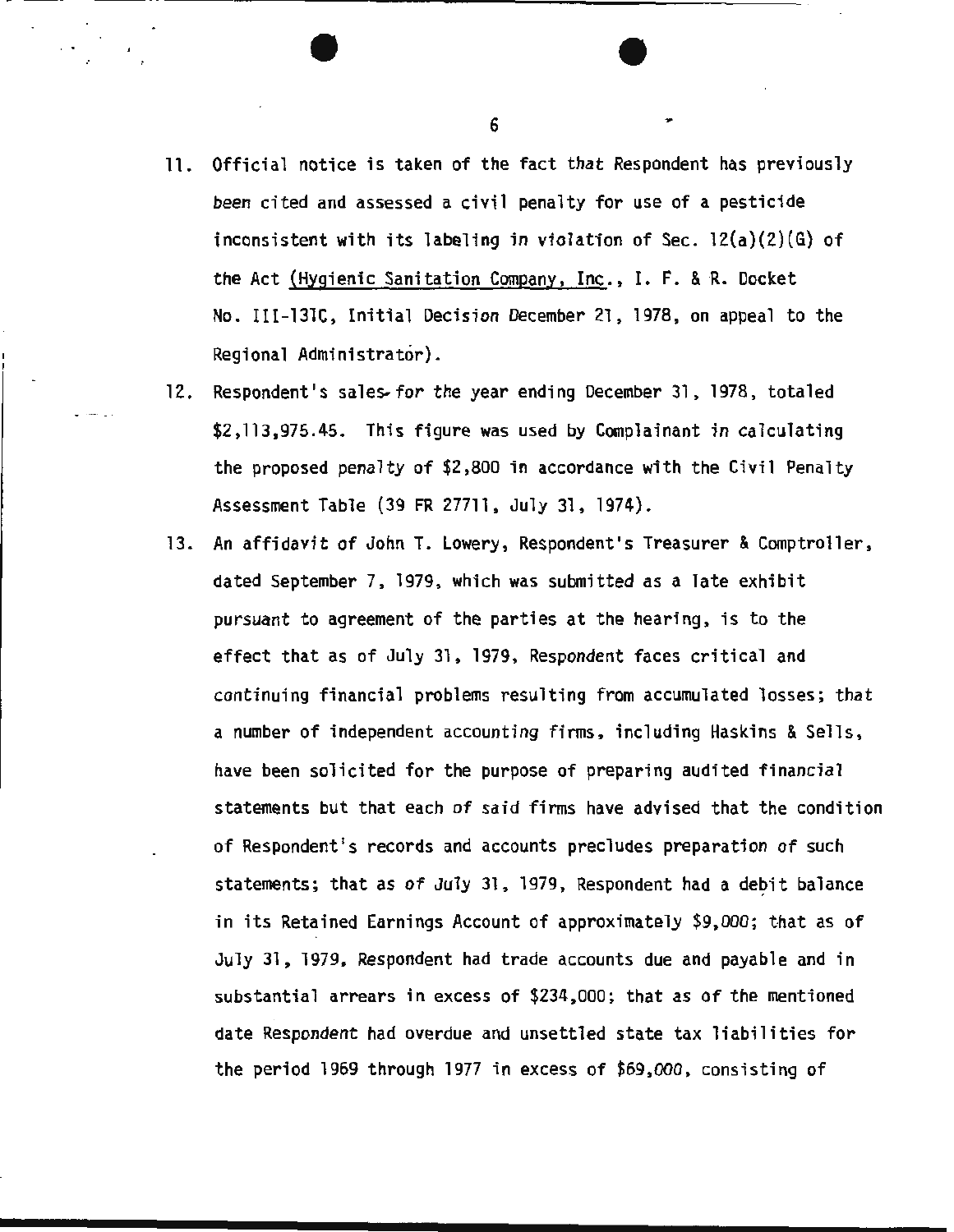11. Official notice is taken of the fact that Respondent has previously been cited and assessed a civil penalty for use of a pesticide inconsistent with its labeling in violation of Sec. 12(a)(2)(G) of the Act (Hygienic Sanitation Company, Inc., I. F. & R. Docket No. III-131C, Initial Decision December 21, 1978, on appeal to the Regional Administrator).

12. Respondent's sales for the year ending December 31, 1978, totaled $2,113,975.45. This figure was used by Complainant in calculating the proposed penalty of $2,800 in accordance with the Civil Penalty Assessment Table (39 FR 27711, July 31, 1974).

13. An affidavit of John T. Lowery, Respondent's Treasurer & Comptroller, dated September 7, 1979, which was submitted as a late exhibit pursuant to agreement of the parties at the hearing, is to the effect that as of July 31, 1979, Respondent faces critical and continuing financial problems resulting from accumulated losses; that a number of independent accounting firms, including Haskins & Sells, have been solicited for the purpose of preparing audited financial statements but that each of said firms have advised that the condition of Respondent's records and accounts precludes preparation of such statements; that as of July 31, 1979, Respondent had a debit balance in its Retained Earnings Account of approximately $9,000; that as of July 31, 1979, Respondent had trade accounts due and payable and in substantial arrears in excess of $234,000; that as of the mentioned date Respondent had overdue and unsettled state tax liabilities for the period 1969 through 1977 in excess of $69,000, consisting of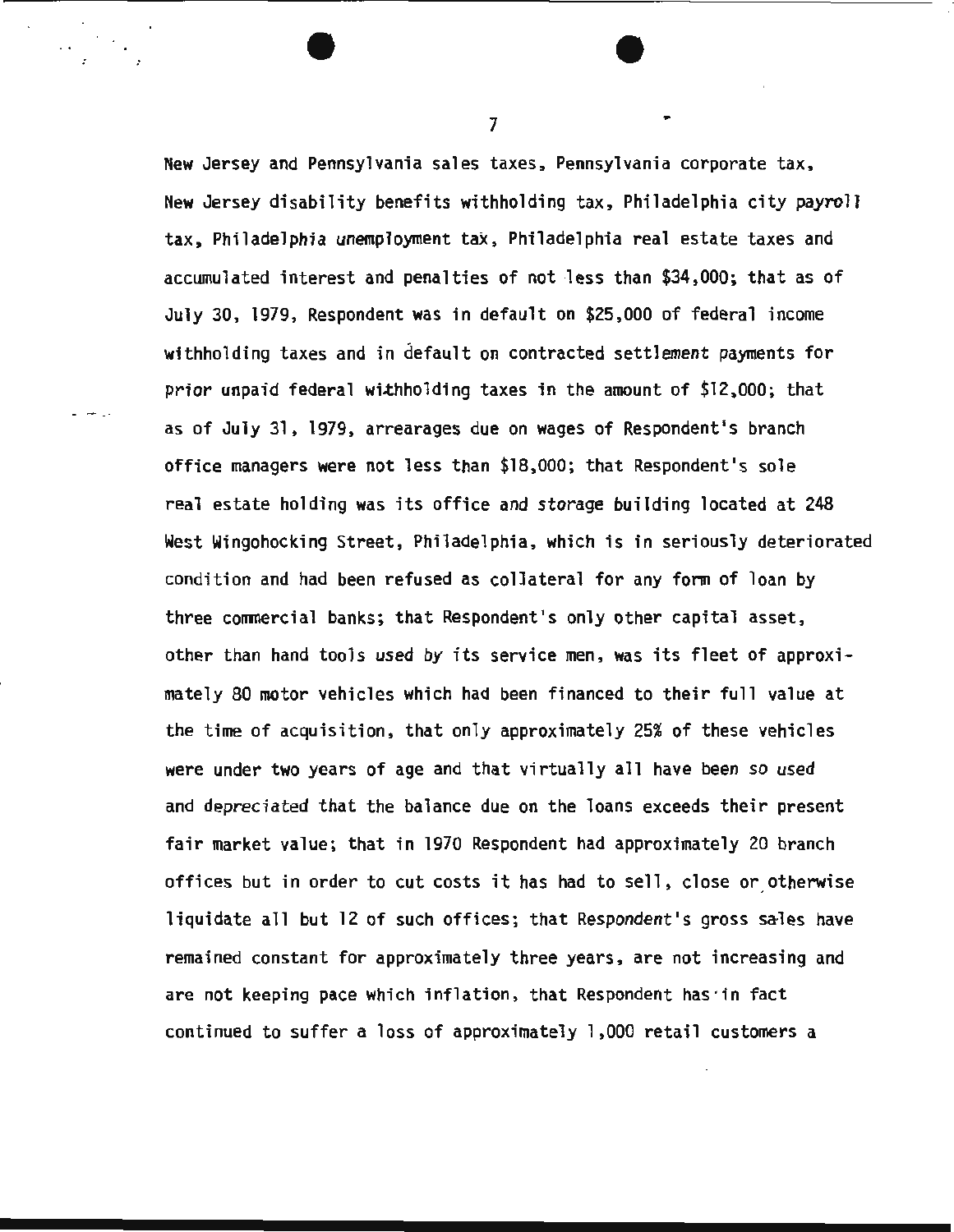New Jersey and Pennsylvania sales taxes, Pennsylvania corporate tax, New Jersey disability benefits withholding tax, Philadelphia city payroll tax, Philadelphia unemployment tax, Philadelphia real estate taxes and accumulated interest and penalties of not less than $34,000; that as of July 30, 1979, Respondent was in default on $25,000 of federal income withholding taxes and in default on contracted settlement payments for prior unpaid federal withholding taxes in the amount of $12,000; that as of July 31, 1979, arrearages due on wages of Respondent's branch office managers were not less than $18,000; that Respondent's sole real estate holding was its office and storage building located at 248 West Wingohocking Street, Philadelphia, which is in seriously deteriorated condition and had been refused as collateral for any form of loan by three commercial banks; that Respondent's only other capital asset, other than hand tools used by its service men, was its fleet of approximately 80 motor vehicles which had been financed to their full value at the time of acquisition, that only approximately 25% of these vehicles were under two years of age and that virtually all have been so used and depreciated that the balance due on the loans exceeds their present fair market value; that in 1970 Respondent had approximately 20 branch offices but in order to cut costs it has had to sell, close or otherwise liquidate all but 12 of such offices; that Respondent's gross sales have remained constant for approximately three years, are not increasing and are not keeping pace which inflation, that Respondent has in fact continued to suffer a loss of approximately 1,000 retail customers a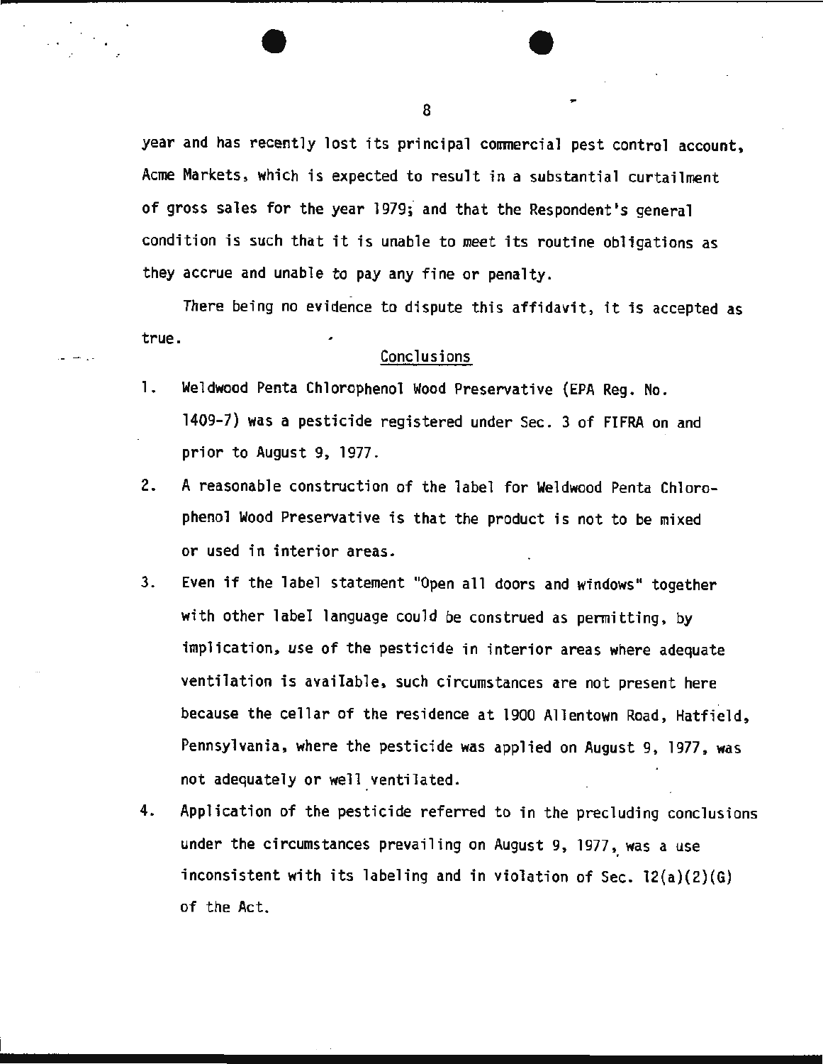year and has recently lost its principal commercial pest control account, Acme Markets, which is expected to result in a substantial curtailment of gross sales for the year 1979; and that the Respondent's general condition is such that it is unable to meet its routine obligations as they accrue and unable to pay any fine or penalty.

There being no evidence to dispute this affidavit, it is accepted as true.

## Conclusions

1. Weldwood Penta Chlorophenol Wood Preservative (EPA Reg. No. 1409-7) was a pesticide registered under Sec. 3 of FIFRA on and prior to August 9, 1977.

2. A reasonable construction of the label for Weldwood Penta Chlorophenol Wood Preservative is that the product is not to be mixed or used in interior areas.

3. Even if the label statement "Open all doors and windows" together with other label language could be construed as permitting, by implication, use of the pesticide in interior areas where adequate ventilation is available, such circumstances are not present here because the cellar of the residence at 1900 Allentown Road, Hatfield, Pennsylvania, where the pesticide was applied on August 9, 1977, was not adequately or well ventilated.

4. Application of the pesticide referred to in the precluding conclusions under the circumstances prevailing on August 9, 1977, was a use inconsistent with its labeling and in violation of Sec. 12(a)(2)(G) of the Act.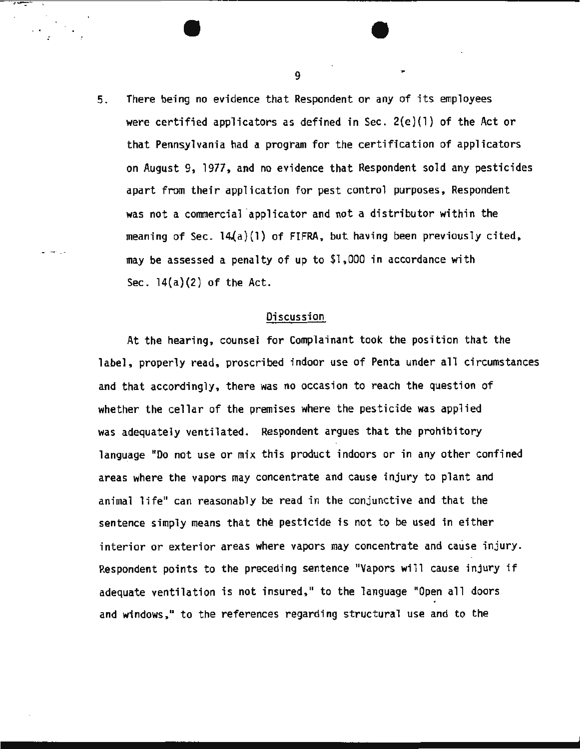5. There being no evidence that Respondent or any of its employees were certified applicators as defined in Sec. 2(e)(1) of the Act or that Pennsylvania had a program for the certification of applicators on August 9, 1977, and no evidence that Respondent sold any pesticides apart from their application for pest control purposes, Respondent was not a commercial applicator and not a distributor within the meaning of Sec. 14(a)(1) of FIFRA, but having been previously cited, may be assessed a penalty of up to $1,000 in accordance with Sec. 14(a)(2) of the Act.

## Discussion

At the hearing, counsel for Complainant took the position that the label, properly read, proscribed indoor use of Penta under all circumstances and that accordingly, there was no occasion to reach the question of whether the cellar of the premises where the pesticide was applied was adequately ventilated. Respondent argues that the prohibitory language "Do not use or mix this product indoors or in any other confined areas where the vapors may concentrate and cause injury to plant and animal life" can reasonably be read in the conjunctive and that the sentence simply means that the pesticide is not to be used in either interior or exterior areas where vapors may concentrate and cause injury. Respondent points to the preceding sentence "Vapors will cause injury if adequate ventilation is not insured," to the language "Open all doors and windows," to the references regarding structural use and to the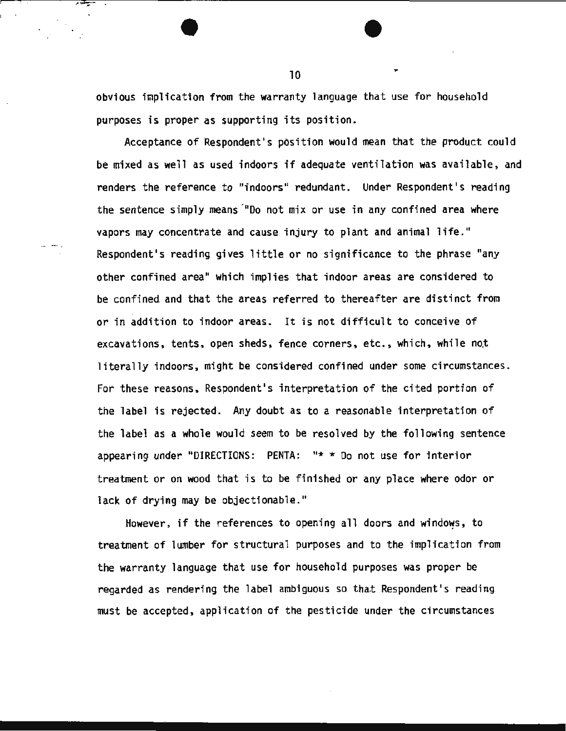obvious implication from the warranty language that use for household purposes is proper as supporting its position.

Acceptance of Respondent's position would mean that the product could be mixed as well as used indoors if adequate ventilation was available, and renders the reference to "indoors" redundant. Under Respondent's reading the sentence simply means "Do not mix or use in any confined area where vapors may concentrate and cause injury to plant and animal life." Respondent's reading gives little or no significance to the phrase "any other confined area" which implies that indoor areas are considered to be confined and that the areas referred to thereafter are distinct from or in addition to indoor areas. It is not difficult to conceive of excavations, tents, open sheds, fence corners, etc., which, while not literally indoors, might be considered confined under some circumstances. For these reasons, Respondent's interpretation of the cited portion of the label is rejected. Any doubt as to a reasonable interpretation of the label as a whole would seem to be resolved by the following sentence appearing under "DIRECTIONS: PENTA: "* * Do not use for interior treatment or on wood that is to be finished or any place where odor or lack of drying may be objectionable."

However, if the references to opening all doors and windows, to treatment of lumber for structural purposes and to the implication from the warranty language that use for household purposes was proper be regarded as rendering the label ambiguous so that Respondent's reading must be accepted, application of the pesticide under the circumstances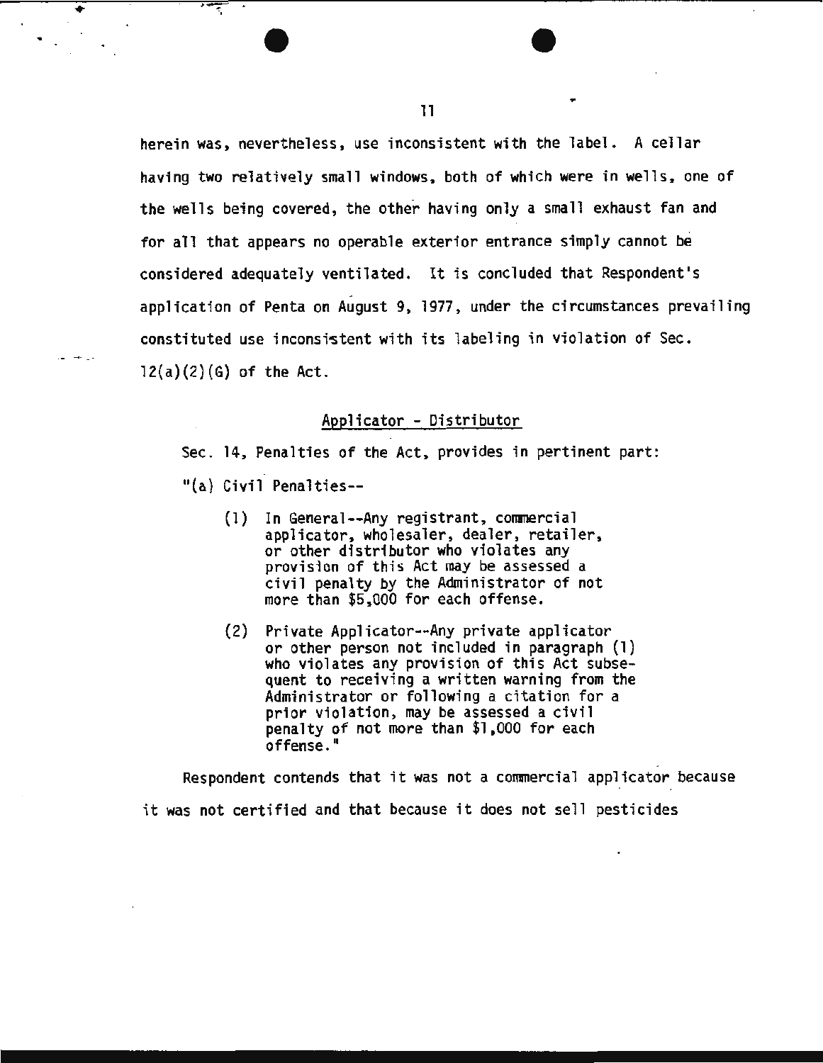herein was, nevertheless, use inconsistent with the label. A cellar having two relatively small windows, both of which were in wells, one of the wells being covered, the other having only a small exhaust fan and for all that appears no operable exterior entrance simply cannot be considered adequately ventilated. It is concluded that Respondent's application of Penta on August 9, 1977, under the circumstances prevailing constituted use inconsistent with its labeling in violation of Sec. 12(a)(2)(G) of the Act.

## Applicator - Distributor

Sec. 14, Penalties of the Act, provides in pertinent part:

"(a) Civil Penalties--

> (1) In General--Any registrant, commercial applicator, wholesaler, dealer, retailer, or other distributor who violates any provision of this Act may be assessed a civil penalty by the Administrator of not more than $5,000 for each offense.
>
> (2) Private Applicator--Any private applicator or other person not included in paragraph (1) who violates any provision of this Act subsequent to receiving a written warning from the Administrator or following a citation for a prior violation, may be assessed a civil penalty of not more than $1,000 for each offense."

Respondent contends that it was not a commercial applicator because it was not certified and that because it does not sell pesticides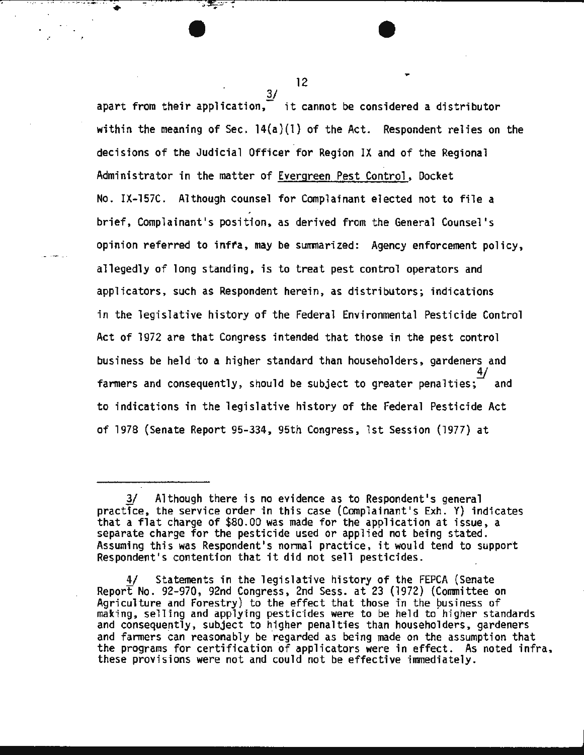apart from their application,[3/] it cannot be considered a distributor within the meaning of Sec. 14(a)(1) of the Act. Respondent relies on the decisions of the Judicial Officer for Region IX and of the Regional Administrator in the matter of Evergreen Pest Control, Docket No. IX-157C. Although counsel for Complainant elected not to file a brief, Complainant's position, as derived from the General Counsel's opinion referred to infra, may be summarized: Agency enforcement policy, allegedly of long standing, is to treat pest control operators and applicators, such as Respondent herein, as distributors; indications in the legislative history of the Federal Environmental Pesticide Control Act of 1972 are that Congress intended that those in the pest control business be held to a higher standard than householders, gardeners and farmers and consequently, should be subject to greater penalties;[4/] and to indications in the legislative history of the Federal Pesticide Act of 1978 (Senate Report 95-334, 95th Congress, 1st Session (1977) at

---

3/ Although there is no evidence as to Respondent's general practice, the service order in this case (Complainant's Exh. Y) indicates that a flat charge of $80.00 was made for the application at issue, a separate charge for the pesticide used or applied not being stated. Assuming this was Respondent's normal practice, it would tend to support Respondent's contention that it did not sell pesticides.

4/ Statements in the legislative history of the FEPCA (Senate Report No. 92-970, 92nd Congress, 2nd Sess. at 23 (1972) (Committee on Agriculture and Forestry) to the effect that those in the business of making, selling and applying pesticides were to be held to higher standards and consequently, subject to higher penalties than householders, gardeners and farmers can reasonably be regarded as being made on the assumption that the programs for certification of applicators were in effect. As noted infra, these provisions were not and could not be effective immediately.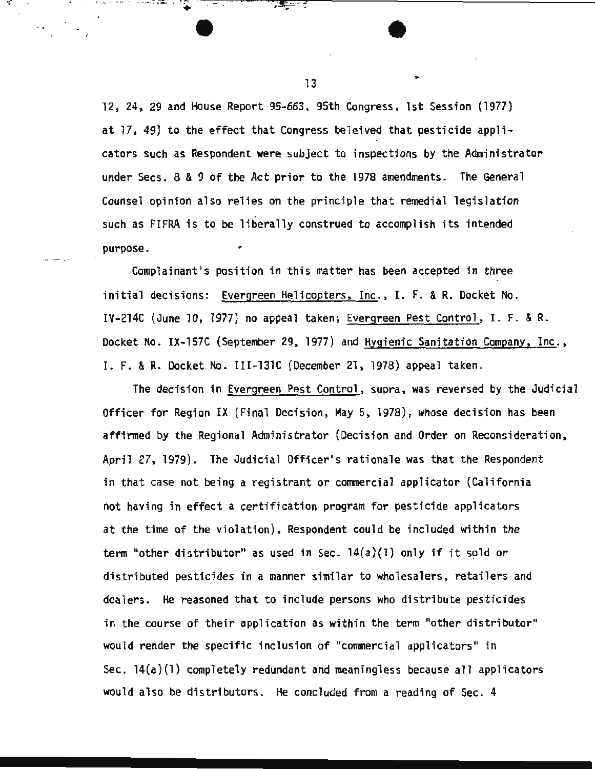12, 24, 29 and House Report 95-663, 95th Congress, 1st Session (1977) at 17, 49) to the effect that Congress beleived that pesticide applicators such as Respondent were subject to inspections by the Administrator under Secs. 8 & 9 of the Act prior to the 1978 amendments. The General Counsel opinion also relies on the principle that remedial legislation such as FIFRA is to be liberally construed to accomplish its intended purpose.

Complainant's position in this matter has been accepted in three initial decisions: Evergreen Helicopters, Inc., I. F. & R. Docket No. IV-214C (June 10, 1977) no appeal taken; Evergreen Pest Control, I. F. & R. Docket No. IX-157C (September 29, 1977) and Hygienic Sanitation Company, Inc., I. F. & R. Docket No. III-131C (December 21, 1978) appeal taken.

The decision in Evergreen Pest Control, supra, was reversed by the Judicial Officer for Region IX (Final Decision, May 5, 1978), whose decision has been affirmed by the Regional Administrator (Decision and Order on Reconsideration, April 27, 1979). The Judicial Officer's rationale was that the Respondent in that case not being a registrant or commercial applicator (California not having in effect a certification program for pesticide applicators at the time of the violation), Respondent could be included within the term "other distributor" as used in Sec. 14(a)(1) only if it sold or distributed pesticides in a manner similar to wholesalers, retailers and dealers. He reasoned that to include persons who distribute pesticides in the course of their application as within the term "other distributor" would render the specific inclusion of "commercial applicators" in Sec. 14(a)(1) completely redundant and meaningless because all applicators would also be distributors. He concluded from a reading of Sec. 4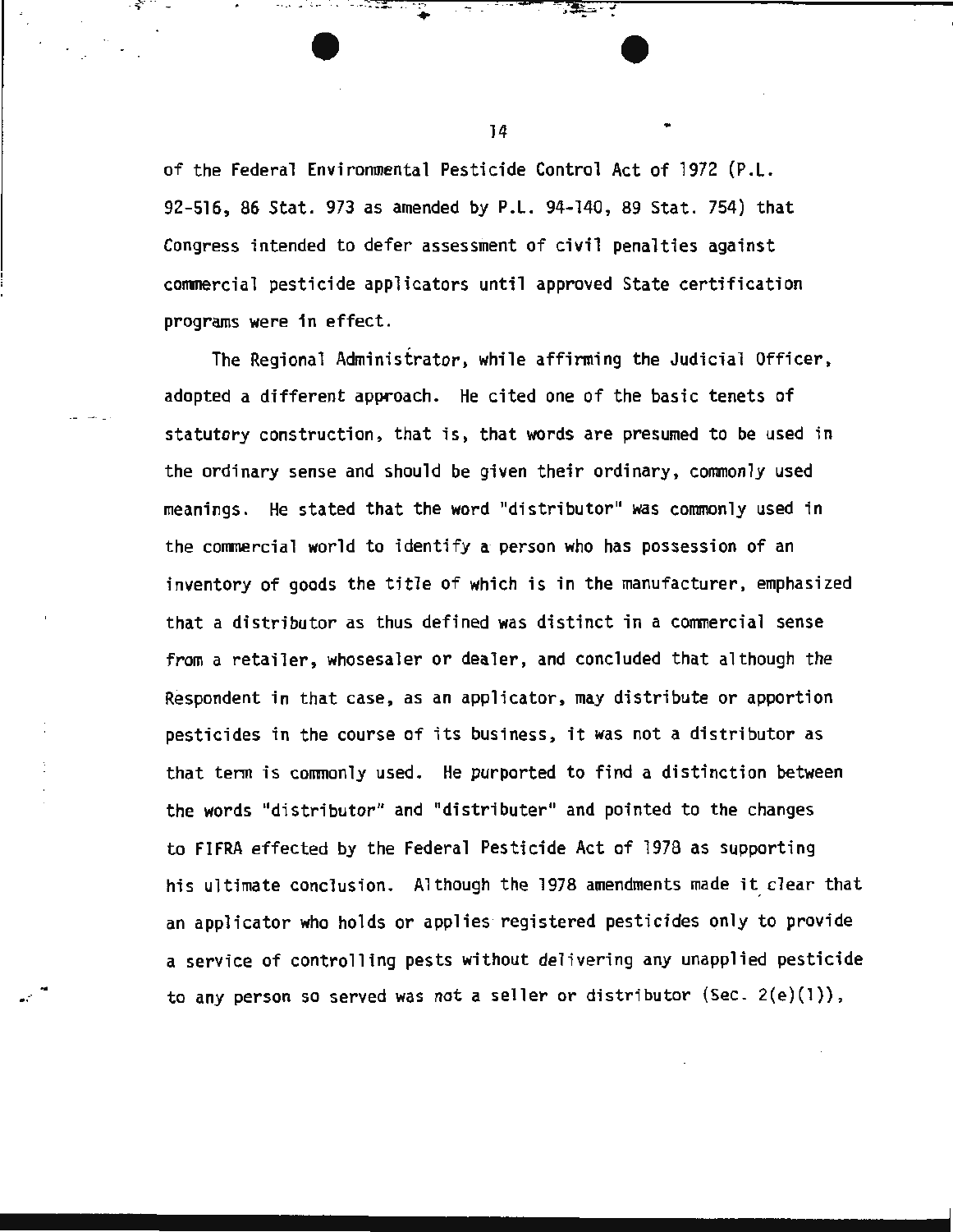of the Federal Environmental Pesticide Control Act of 1972 (P.L. 92-516, 86 Stat. 973 as amended by P.L. 94-140, 89 Stat. 754) that Congress intended to defer assessment of civil penalties against commercial pesticide applicators until approved State certification programs were in effect.

The Regional Administrator, while affirming the Judicial Officer, adopted a different approach. He cited one of the basic tenets of statutory construction, that is, that words are presumed to be used in the ordinary sense and should be given their ordinary, commonly used meanings. He stated that the word "distributor" was commonly used in the commercial world to identify a person who has possession of an inventory of goods the title of which is in the manufacturer, emphasized that a distributor as thus defined was distinct in a commercial sense from a retailer, whosesaler or dealer, and concluded that although the Respondent in that case, as an applicator, may distribute or apportion pesticides in the course of its business, it was not a distributor as that term is commonly used. He purported to find a distinction between the words "distributor" and "distributer" and pointed to the changes to FIFRA effected by the Federal Pesticide Act of 1978 as supporting his ultimate conclusion. Although the 1978 amendments made it clear that an applicator who holds or applies registered pesticides only to provide a service of controlling pests without delivering any unapplied pesticide to any person so served was not a seller or distributor (Sec. 2(e)(1)),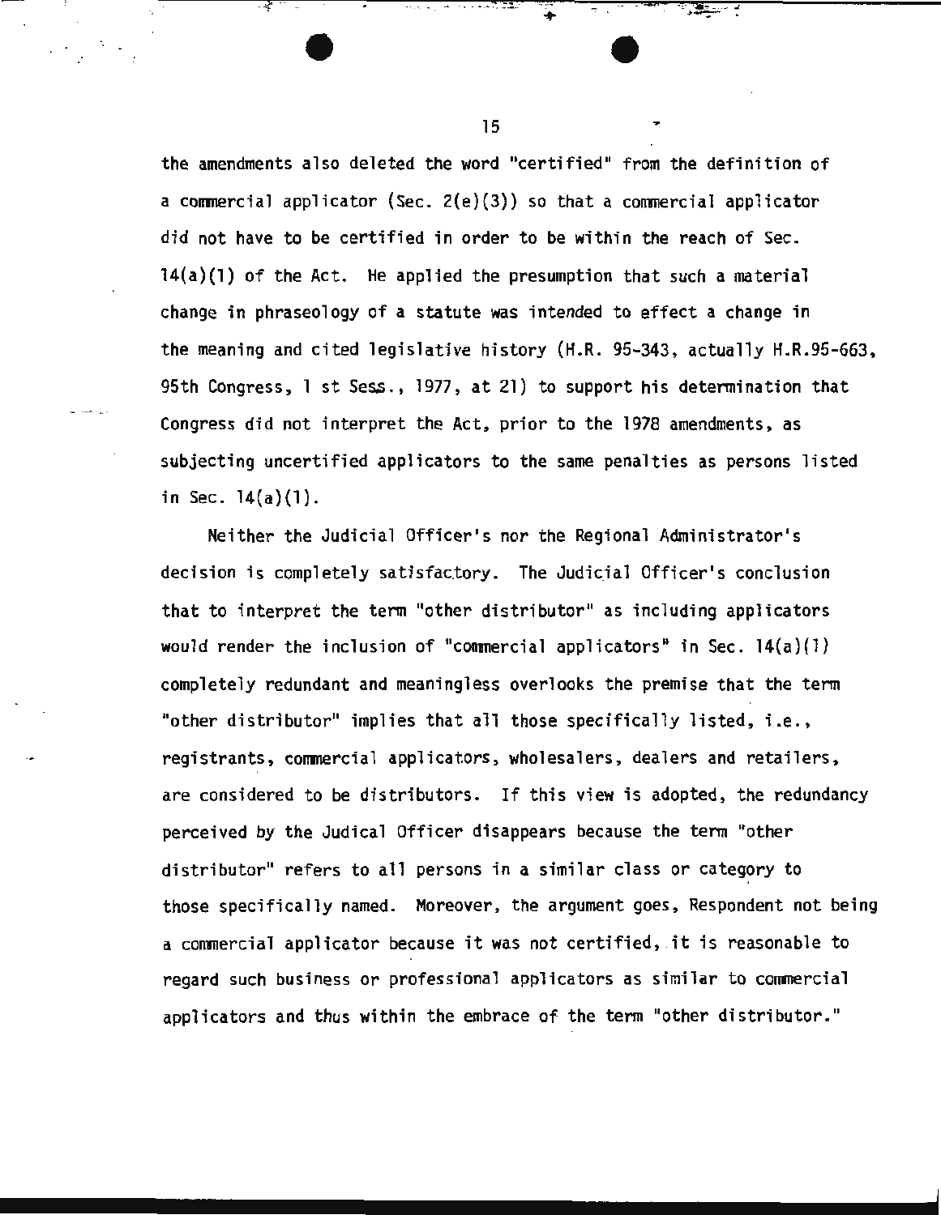the amendments also deleted the word "certified" from the definition of a commercial applicator (Sec. 2(e)(3)) so that a commercial applicator did not have to be certified in order to be within the reach of Sec. 14(a)(1) of the Act. He applied the presumption that such a material change in phraseology of a statute was intended to effect a change in the meaning and cited legislative history (H.R. 95-343, actually H.R.95-663, 95th Congress, 1 st Sess., 1977, at 21) to support his determination that Congress did not interpret the Act, prior to the 1978 amendments, as subjecting uncertified applicators to the same penalties as persons listed in Sec. 14(a)(1).

Neither the Judicial Officer's nor the Regional Administrator's decision is completely satisfactory. The Judicial Officer's conclusion that to interpret the term "other distributor" as including applicators would render the inclusion of "commercial applicators" in Sec. 14(a)(1) completely redundant and meaningless overlooks the premise that the term "other distributor" implies that all those specifically listed, i.e., registrants, commercial applicators, wholesalers, dealers and retailers, are considered to be distributors. If this view is adopted, the redundancy perceived by the Judical Officer disappears because the term "other distributor" refers to all persons in a similar class or category to those specifically named. Moreover, the argument goes, Respondent not being a commercial applicator because it was not certified, it is reasonable to regard such business or professional applicators as similar to commercial applicators and thus within the embrace of the term "other distributor."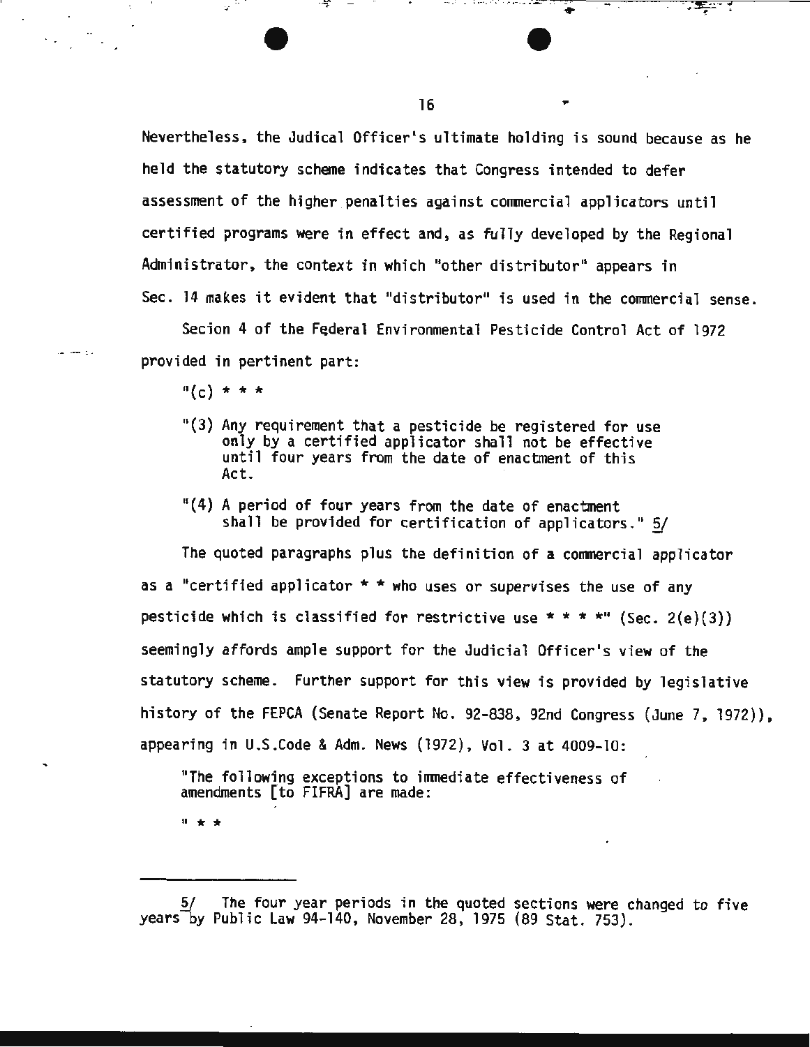Nevertheless, the Judical Officer's ultimate holding is sound because as he held the statutory scheme indicates that Congress intended to defer assessment of the higher penalties against commercial applicators until certified programs were in effect and, as fully developed by the Regional Administrator, the context in which "other distributor" appears in Sec. 14 makes it evident that "distributor" is used in the commercial sense.

Secion 4 of the Federal Environmental Pesticide Control Act of 1972 provided in pertinent part:

> "(c) * * *
>
> "(3) Any requirement that a pesticide be registered for use only by a certified applicator shall not be effective until four years from the date of enactment of this Act.
>
> "(4) A period of four years from the date of enactment shall be provided for certification of applicators." 5/

The quoted paragraphs plus the definition of a commercial applicator as a "certified applicator * * who uses or supervises the use of any pesticide which is classified for restrictive use * * * *" (Sec. 2(e)(3)) seemingly affords ample support for the Judicial Officer's view of the statutory scheme. Further support for this view is provided by legislative history of the FEPCA (Senate Report No. 92-838, 92nd Congress (June 7, 1972)), appearing in U.S.Code & Adm. News (1972), Vol. 3 at 4009-10:

> "The following exceptions to immediate effectiveness of amendments [to FIFRA] are made:
>
> " * *

---

5/ The four year periods in the quoted sections were changed to five years by Public Law 94-140, November 28, 1975 (89 Stat. 753).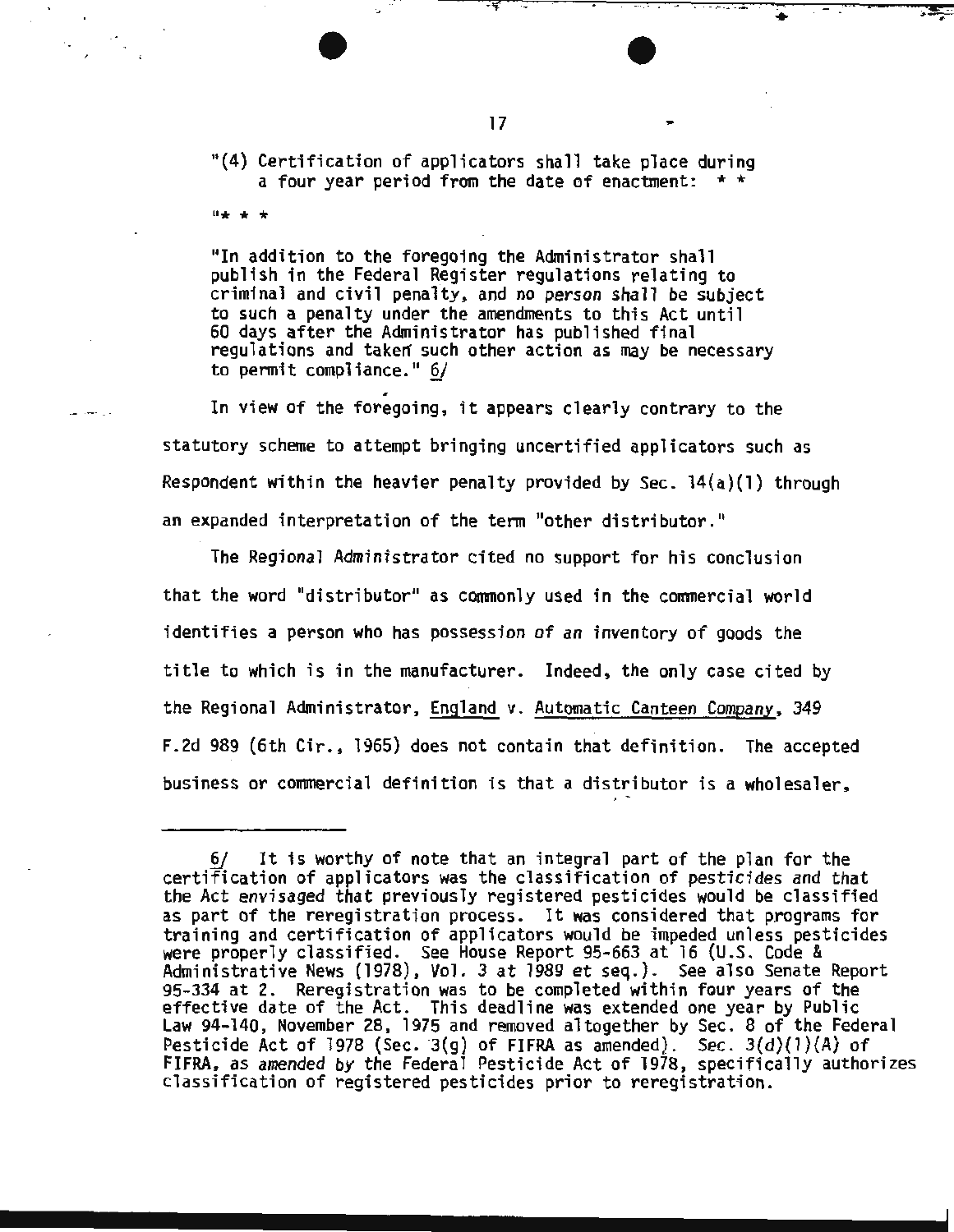"(4) Certification of applicators shall take place during a four year period from the date of enactment: * *

"* * *

"In addition to the foregoing the Administrator shall publish in the Federal Register regulations relating to criminal and civil penalty, and no person shall be subject to such a penalty under the amendments to this Act until 60 days after the Administrator has published final regulations and taken such other action as may be necessary to permit compliance." 6/

In view of the foregoing, it appears clearly contrary to the statutory scheme to attempt bringing uncertified applicators such as Respondent within the heavier penalty provided by Sec. 14(a)(1) through an expanded interpretation of the term "other distributor."

The Regional Administrator cited no support for his conclusion that the word "distributor" as commonly used in the commercial world identifies a person who has possession of an inventory of goods the title to which is in the manufacturer. Indeed, the only case cited by the Regional Administrator, England v. Automatic Canteen Company, 349 F.2d 989 (6th Cir., 1965) does not contain that definition. The accepted business or commercial definition is that a distributor is a wholesaler,

---

6/ It is worthy of note that an integral part of the plan for the certification of applicators was the classification of pesticides and that the Act envisaged that previously registered pesticides would be classified as part of the reregistration process. It was considered that programs for training and certification of applicators would be impeded unless pesticides were properly classified. See House Report 95-663 at 16 (U.S. Code & Administrative News (1978), Vol. 3 at 1989 et seq.). See also Senate Report 95-334 at 2. Reregistration was to be completed within four years of the effective date of the Act. This deadline was extended one year by Public Law 94-140, November 28, 1975 and removed altogether by Sec. 8 of the Federal Pesticide Act of 1978 (Sec. 3(g) of FIFRA as amended). Sec. 3(d)(1)(A) of FIFRA, as amended by the Federal Pesticide Act of 1978, specifically authorizes classification of registered pesticides prior to reregistration.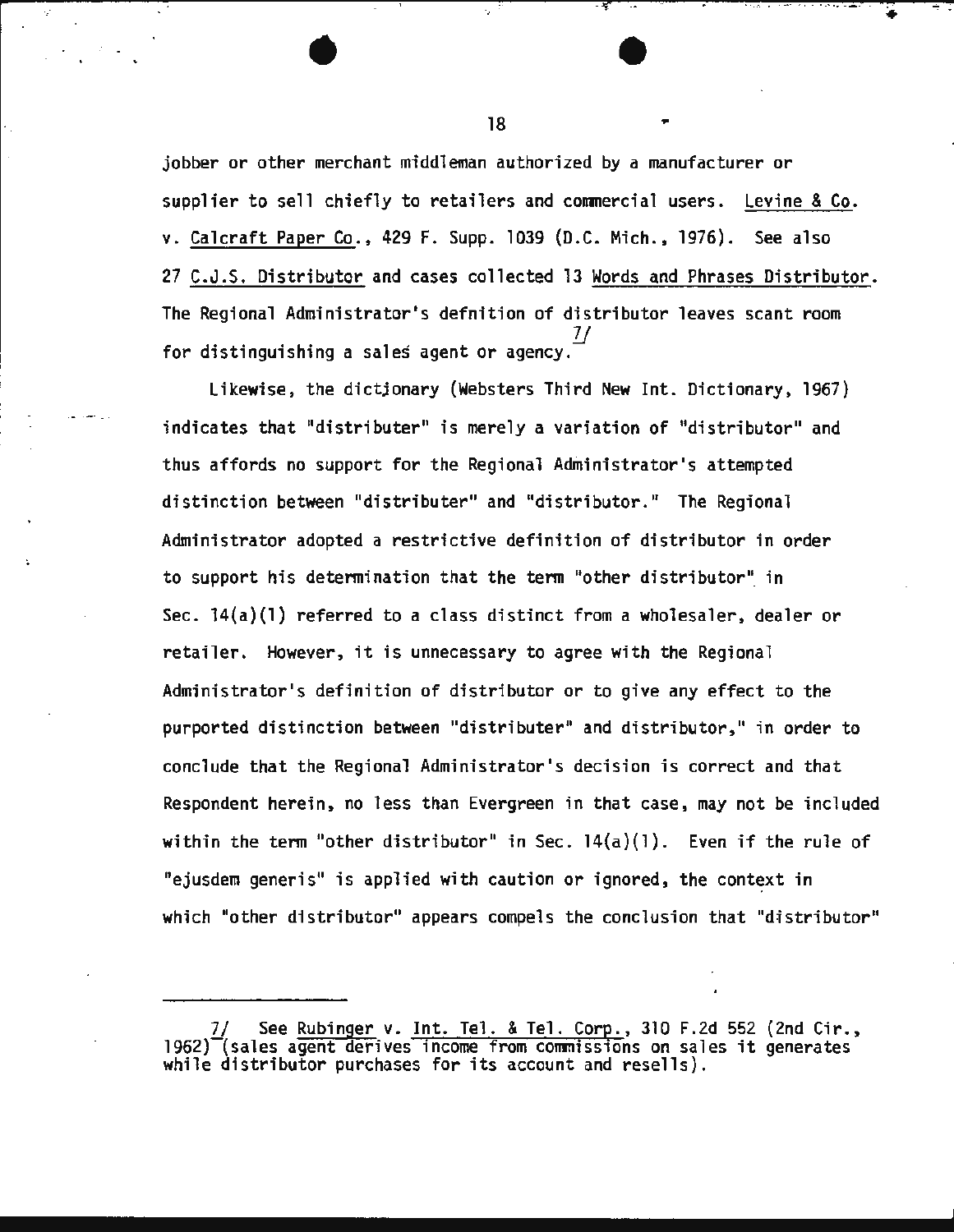jobber or other merchant middleman authorized by a manufacturer or supplier to sell chiefly to retailers and commercial users. Levine & Co. v. Calcraft Paper Co., 429 F. Supp. 1039 (D.C. Mich., 1976). See also 27 C.J.S. Distributor and cases collected 13 Words and Phrases Distributor. The Regional Administrator's defnition of distributor leaves scant room for distinguishing a sales agent or agency.[7]

Likewise, the dictionary (Websters Third New Int. Dictionary, 1967) indicates that "distributer" is merely a variation of "distributor" and thus affords no support for the Regional Administrator's attempted distinction between "distributer" and "distributor." The Regional Administrator adopted a restrictive definition of distributor in order to support his determination that the term "other distributor" in Sec. 14(a)(1) referred to a class distinct from a wholesaler, dealer or retailer. However, it is unnecessary to agree with the Regional Administrator's definition of distributor or to give any effect to the purported distinction between "distributer" and distributor," in order to conclude that the Regional Administrator's decision is correct and that Respondent herein, no less than Evergreen in that case, may not be included within the term "other distributor" in Sec. 14(a)(1). Even if the rule of "ejusdem generis" is applied with caution or ignored, the context in which "other distributor" appears compels the conclusion that "distributor"

---

7/ See Rubinger v. Int. Tel. & Tel. Corp., 310 F.2d 552 (2nd Cir., 1962) (sales agent derives income from commissions on sales it generates while distributor purchases for its account and resells).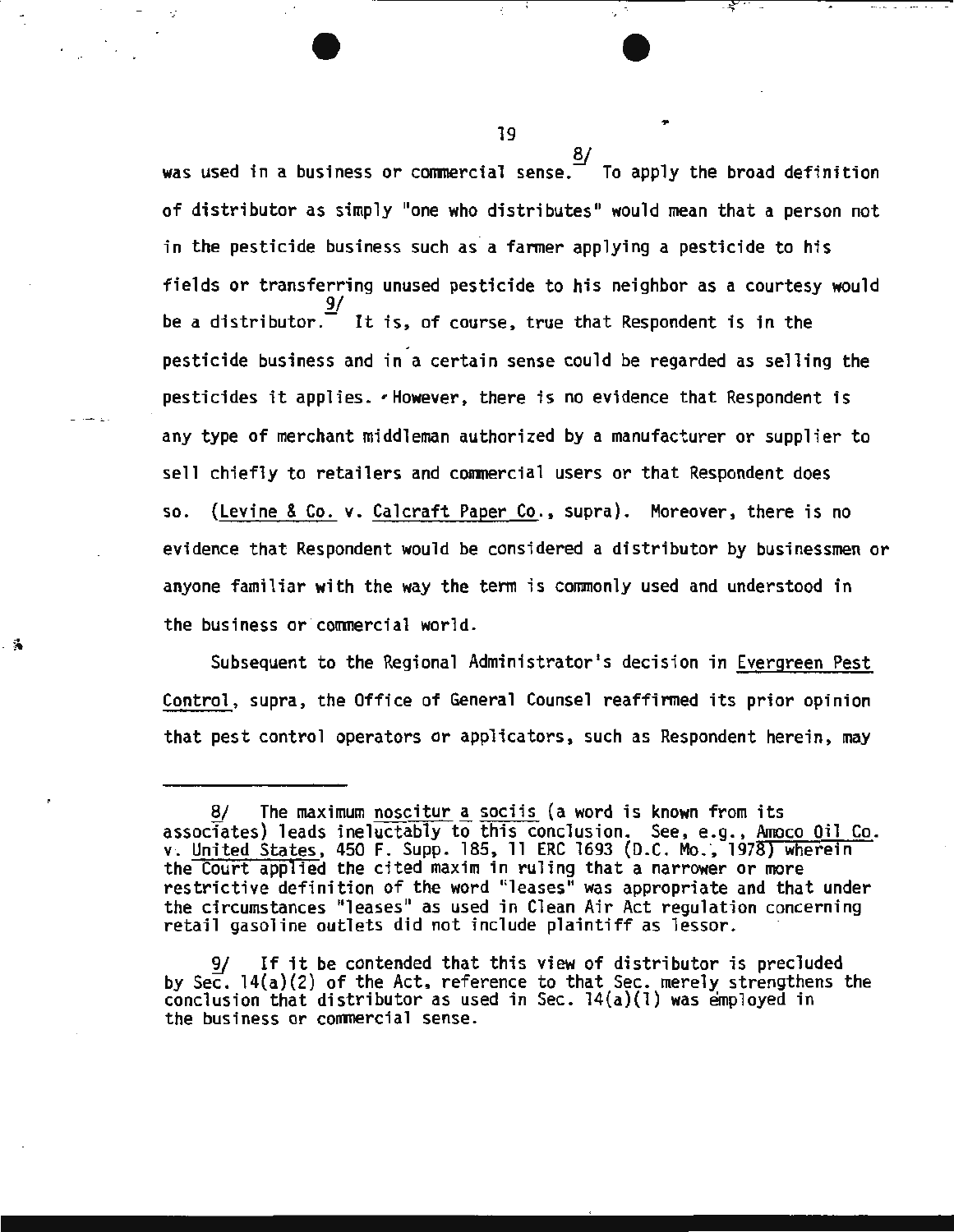was used in a business or commercial sense.[8/] To apply the broad definition of distributor as simply "one who distributes" would mean that a person not in the pesticide business such as a farmer applying a pesticide to his fields or transferring unused pesticide to his neighbor as a courtesy would be a distributor.[9/] It is, of course, true that Respondent is in the pesticide business and in a certain sense could be regarded as selling the pesticides it applies. However, there is no evidence that Respondent is any type of merchant middleman authorized by a manufacturer or supplier to sell chiefly to retailers and commercial users or that Respondent does so. (Levine & Co. v. Calcraft Paper Co., supra). Moreover, there is no evidence that Respondent would be considered a distributor by businessmen or anyone familiar with the way the term is commonly used and understood in the business or commercial world.

Subsequent to the Regional Administrator's decision in Evergreen Pest Control, supra, the Office of General Counsel reaffirmed its prior opinion that pest control operators or applicators, such as Respondent herein, may

---

8/ The maximum noscitur a sociis (a word is known from its associates) leads ineluctably to this conclusion. See, e.g., Amoco Oil Co. v. United States, 450 F. Supp. 185, 11 ERC 1693 (D.C. Mo., 1978) wherein the Court applied the cited maxim in ruling that a narrower or more restrictive definition of the word "leases" was appropriate and that under the circumstances "leases" as used in Clean Air Act regulation concerning retail gasoline outlets did not include plaintiff as lessor.

9/ If it be contended that this view of distributor is precluded by Sec. 14(a)(2) of the Act, reference to that Sec. merely strengthens the conclusion that distributor as used in Sec. 14(a)(1) was employed in the business or commercial sense.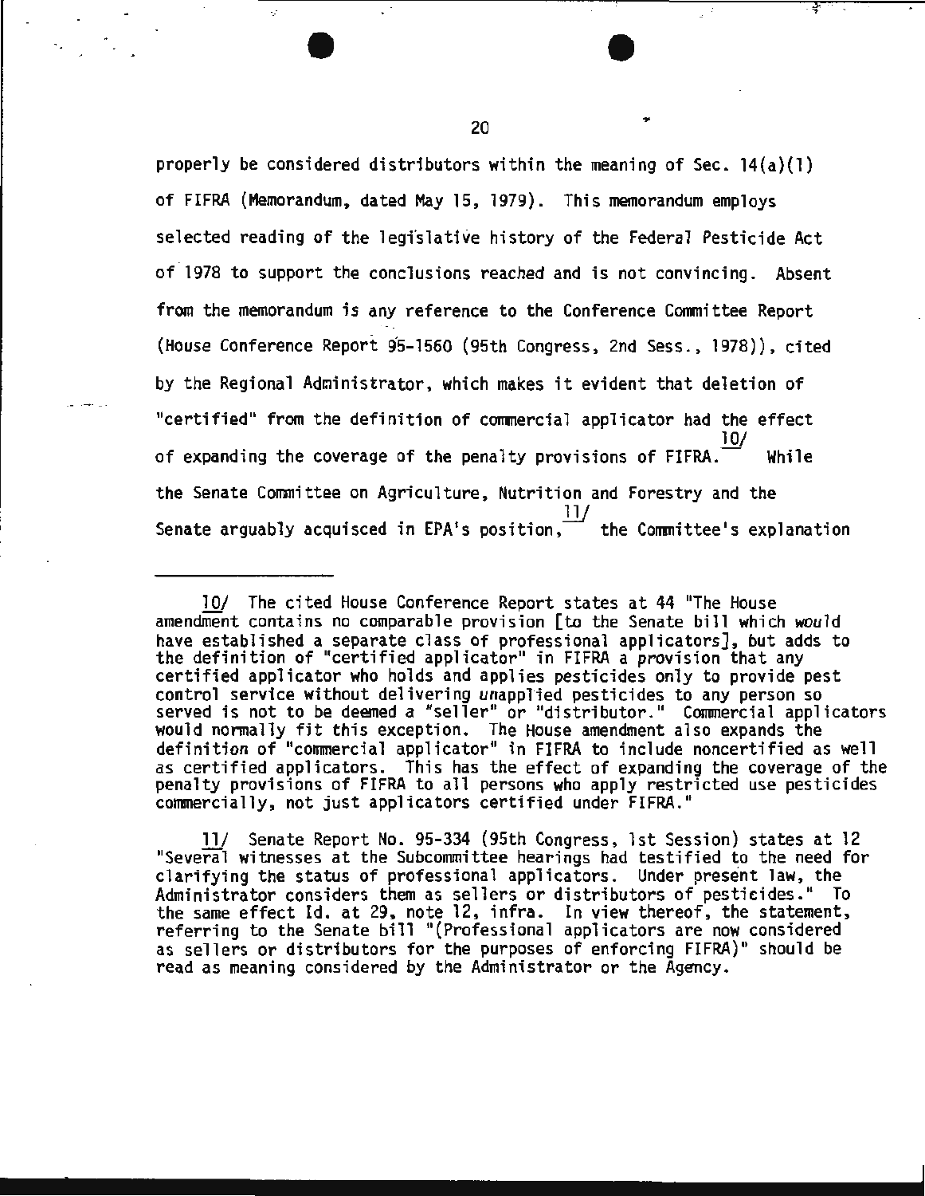properly be considered distributors within the meaning of Sec. 14(a)(1) of FIFRA (Memorandum, dated May 15, 1979). This memorandum employs selected reading of the legislative history of the Federal Pesticide Act of 1978 to support the conclusions reached and is not convincing. Absent from the memorandum is any reference to the Conference Committee Report (House Conference Report 95-1560 (95th Congress, 2nd Sess., 1978)), cited by the Regional Administrator, which makes it evident that deletion of "certified" from the definition of commercial applicator had the effect of expanding the coverage of the penalty provisions of FIFRA.[10/] While the Senate Committee on Agriculture, Nutrition and Forestry and the Senate arguably acquisced in EPA's position,[11/] the Committee's explanation

---

10/ The cited House Conference Report states at 44 "The House amendment contains no comparable provision [to the Senate bill which would have established a separate class of professional applicators], but adds to the definition of "certified applicator" in FIFRA a provision that any certified applicator who holds and applies pesticides only to provide pest control service without delivering unapplied pesticides to any person so served is not to be deemed a "seller" or "distributor." Commercial applicators would normally fit this exception. The House amendment also expands the definition of "commercial applicator" in FIFRA to include noncertified as well as certified applicators. This has the effect of expanding the coverage of the penalty provisions of FIFRA to all persons who apply restricted use pesticides commercially, not just applicators certified under FIFRA."

11/ Senate Report No. 95-334 (95th Congress, 1st Session) states at 12 "Several witnesses at the Subcommittee hearings had testified to the need for clarifying the status of professional applicators. Under present law, the Administrator considers them as sellers or distributors of pesticides." To the same effect Id. at 29, note 12, infra. In view thereof, the statement, referring to the Senate bill "(Professional applicators are now considered as sellers or distributors for the purposes of enforcing FIFRA)" should be read as meaning considered by the Administrator or the Agency.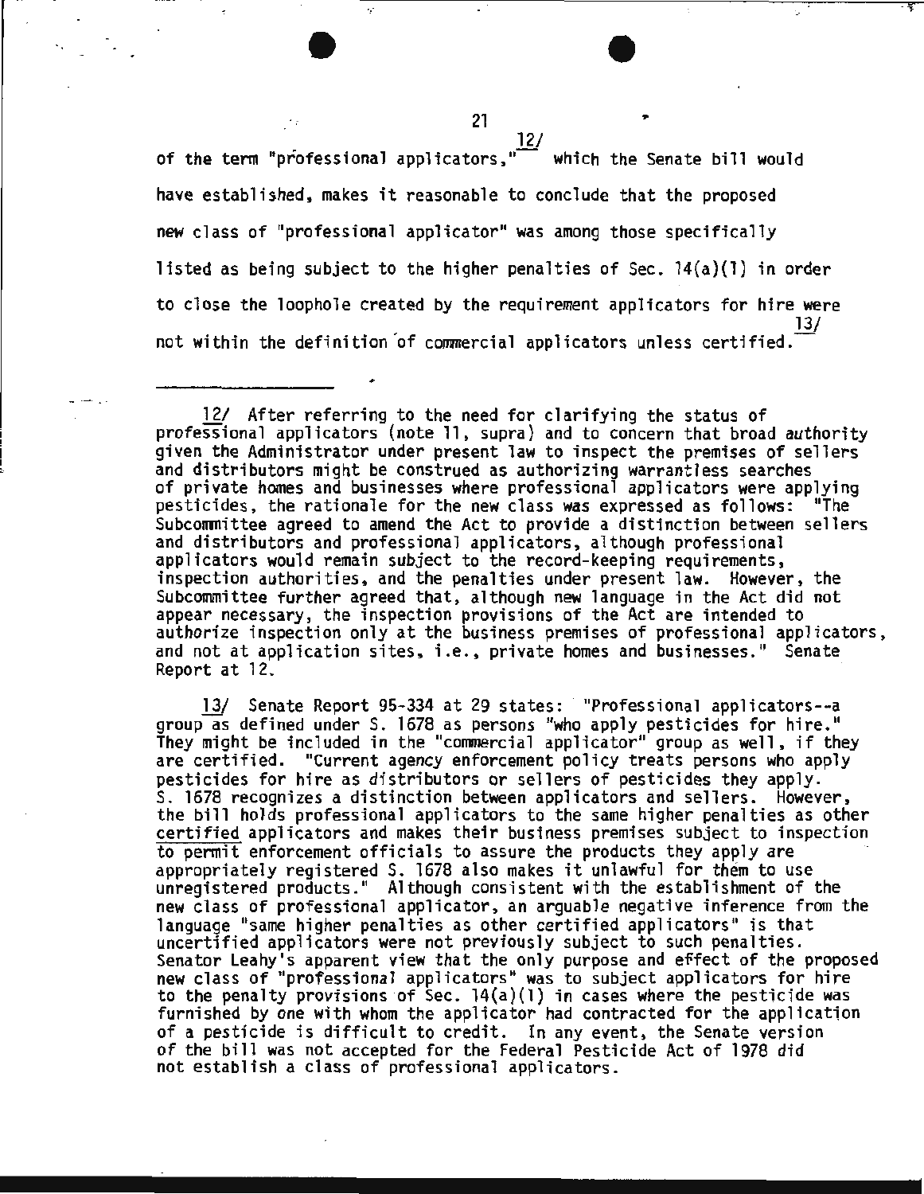of the term "professional applicators,"[12] which the Senate bill would have established, makes it reasonable to conclude that the proposed new class of "professional applicator" was among those specifically listed as being subject to the higher penalties of Sec. 14(a)(1) in order to close the loophole created by the requirement applicators for hire were not within the definition of commercial applicators unless certified.[13]

---

12/ After referring to the need for clarifying the status of professional applicators (note 11, supra) and to concern that broad authority given the Administrator under present law to inspect the premises of sellers and distributors might be construed as authorizing warrantless searches of private homes and businesses where professional applicators were applying pesticides, the rationale for the new class was expressed as follows: "The Subcommittee agreed to amend the Act to provide a distinction between sellers and distributors and professional applicators, although professional applicators would remain subject to the record-keeping requirements, inspection authorities, and the penalties under present law. However, the Subcommittee further agreed that, although new language in the Act did not appear necessary, the inspection provisions of the Act are intended to authorize inspection only at the business premises of professional applicators, and not at application sites, i.e., private homes and businesses." Senate Report at 12.

13/ Senate Report 95-334 at 29 states: "Professional applicators--a group as defined under S. 1678 as persons "who apply pesticides for hire." They might be included in the "commercial applicator" group as well, if they are certified. "Current agency enforcement policy treats persons who apply pesticides for hire as distributors or sellers of pesticides they apply. S. 1678 recognizes a distinction between applicators and sellers. However, the bill holds professional applicators to the same higher penalties as other certified applicators and makes their business premises subject to inspection to permit enforcement officials to assure the products they apply are appropriately registered S. 1678 also makes it unlawful for them to use unregistered products." Although consistent with the establishment of the new class of professional applicator, an arguable negative inference from the language "same higher penalties as other certified applicators" is that uncertified applicators were not previously subject to such penalties. Senator Leahy's apparent view that the only purpose and effect of the proposed new class of "professional applicators" was to subject applicators for hire to the penalty provisions of Sec. 14(a)(1) in cases where the pesticide was furnished by one with whom the applicator had contracted for the application of a pesticide is difficult to credit. In any event, the Senate version of the bill was not accepted for the Federal Pesticide Act of 1978 did not establish a class of professional applicators.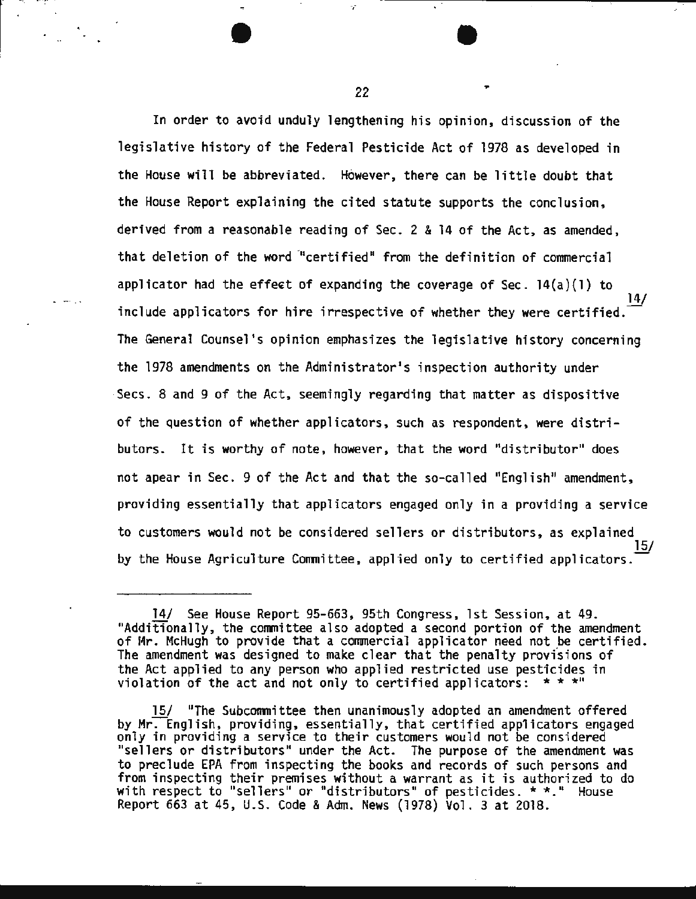In order to avoid unduly lengthening his opinion, discussion of the legislative history of the Federal Pesticide Act of 1978 as developed in the House will be abbreviated. However, there can be little doubt that the House Report explaining the cited statute supports the conclusion, derived from a reasonable reading of Sec. 2 & 14 of the Act, as amended, that deletion of the word "certified" from the definition of commercial applicator had the effect of expanding the coverage of Sec. 14(a)(1) to include applicators for hire irrespective of whether they were certified.[14/] The General Counsel's opinion emphasizes the legislative history concerning the 1978 amendments on the Administrator's inspection authority under Secs. 8 and 9 of the Act, seemingly regarding that matter as dispositive of the question of whether applicators, such as respondent, were distributors. It is worthy of note, however, that the word "distributor" does not apear in Sec. 9 of the Act and that the so-called "English" amendment, providing essentially that applicators engaged only in a providing a service to customers would not be considered sellers or distributors, as explained by the House Agriculture Committee, applied only to certified applicators.[15/]

---

14/ See House Report 95-663, 95th Congress, 1st Session, at 49. "Additionally, the committee also adopted a second portion of the amendment of Mr. McHugh to provide that a commercial applicator need not be certified. The amendment was designed to make clear that the penalty provisions of the Act applied to any person who applied restricted use pesticides in violation of the act and not only to certified applicators: * * *"

15/ "The Subcommittee then unanimously adopted an amendment offered by Mr. English, providing, essentially, that certified applicators engaged only in providing a service to their customers would not be considered "sellers or distributors" under the Act. The purpose of the amendment was to preclude EPA from inspecting the books and records of such persons and from inspecting their premises without a warrant as it is authorized to do with respect to "sellers" or "distributors" of pesticides. * *." House Report 663 at 45, U.S. Code & Adm. News (1978) Vol. 3 at 2018.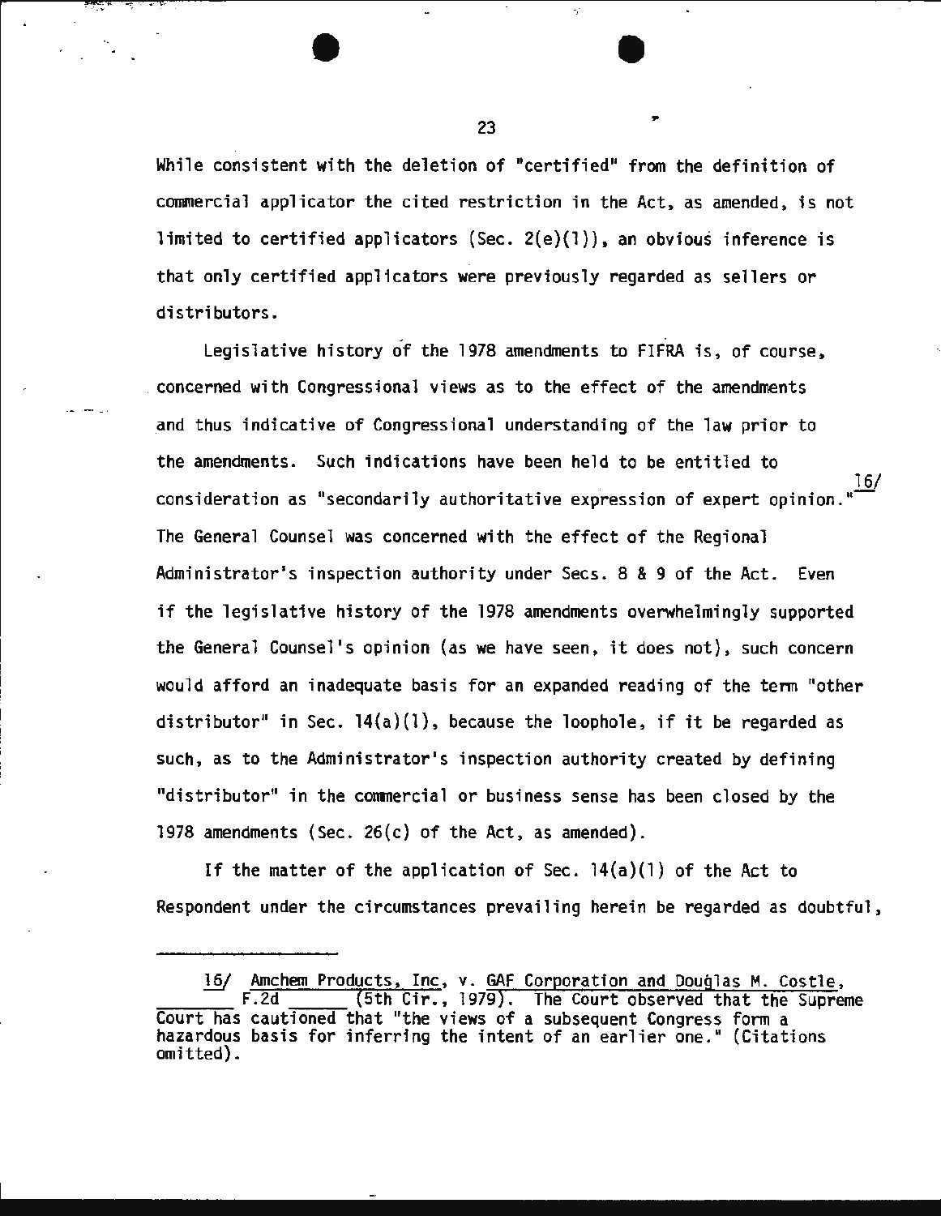While consistent with the deletion of "certified" from the definition of commercial applicator the cited restriction in the Act, as amended, is not limited to certified applicators (Sec. 2(e)(1)), an obvious inference is that only certified applicators were previously regarded as sellers or distributors.

Legislative history of the 1978 amendments to FIFRA is, of course, concerned with Congressional views as to the effect of the amendments and thus indicative of Congressional understanding of the law prior to the amendments. Such indications have been held to be entitled to consideration as "secondarily authoritative expression of expert opinion."[16/] The General Counsel was concerned with the effect of the Regional Administrator's inspection authority under Secs. 8 & 9 of the Act. Even if the legislative history of the 1978 amendments overwhelmingly supported the General Counsel's opinion (as we have seen, it does not), such concern would afford an inadequate basis for an expanded reading of the term "other distributor" in Sec. 14(a)(1), because the loophole, if it be regarded as such, as to the Administrator's inspection authority created by defining "distributor" in the commercial or business sense has been closed by the 1978 amendments (Sec. 26(c) of the Act, as amended).

If the matter of the application of Sec. 14(a)(1) of the Act to Respondent under the circumstances prevailing herein be regarded as doubtful,

---

16/ Amchem Products, Inc. v. GAF Corporation and Douglas M. Costle, ______ F.2d ______ (5th Cir., 1979). The Court observed that the Supreme Court has cautioned that "the views of a subsequent Congress form a hazardous basis for inferring the intent of an earlier one." (Citations omitted).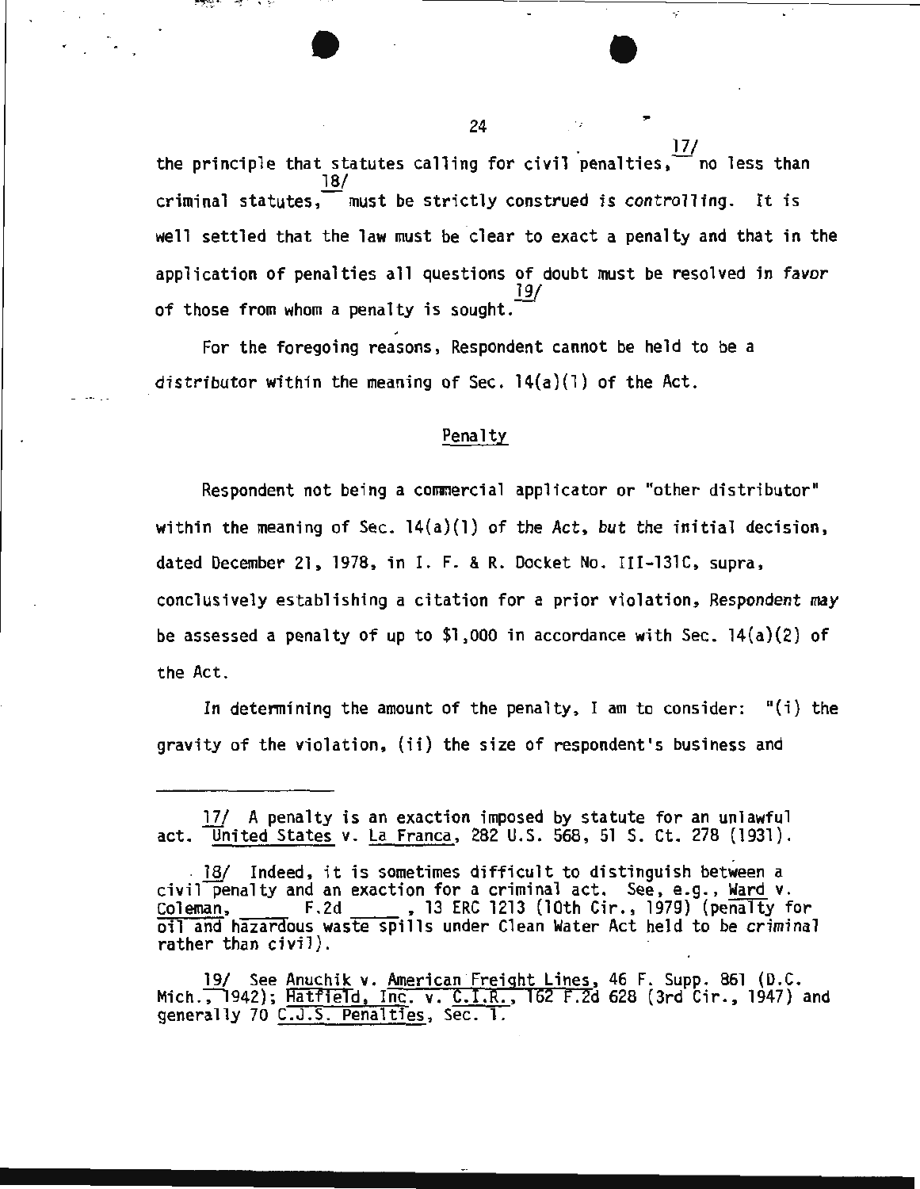the principle that statutes calling for civil penalties,[17] no less than criminal statutes,[18] must be strictly construed is *controlling*. It is well settled that the law must be clear to exact a penalty and that in the application of penalties all questions of doubt must be resolved in *favor* of those from whom a penalty is sought.[19]

For the foregoing reasons, Respondent cannot be held to be a *distributor* within the meaning of Sec. 14(a)(1) of the Act.

## Penalty

Respondent not being a commercial applicator or "other distributor" within the meaning of Sec. 14(a)(1) of the Act, *but* the initial decision, dated December 21, 1978, in I. F. & R. Docket No. III-131C, supra, conclusively establishing a citation for a prior violation, *Respondent may* be assessed a penalty of up to $1,000 in accordance with Sec. 14(a)(2) of the Act.

In determining the amount of the penalty, I am to consider: "(i) the gravity of the violation, (ii) the size of respondent's business and

---

17/ A penalty is an exaction imposed by statute for an unlawful act. United States v. La Franca, 282 U.S. 568, 51 S. Ct. 278 (1931).

18/ Indeed, it is sometimes difficult to distinguish between a civil penalty and an exaction for a criminal act. See, e.g., Ward v. Coleman, _____ F.2d _____, 13 ERC 1213 (10th Cir., 1979) (penalty for oil and hazardous waste spills under Clean Water Act held to be *criminal* rather than civil).

19/ See Anuchik v. American Freight Lines, 46 F. Supp. 861 (D.C. Mich., 1942); Hatfield, Inc. v. C.I.R., 162 F.2d 628 (3rd Cir., 1947) and generally 70 C.J.S. Penalties, Sec. 1.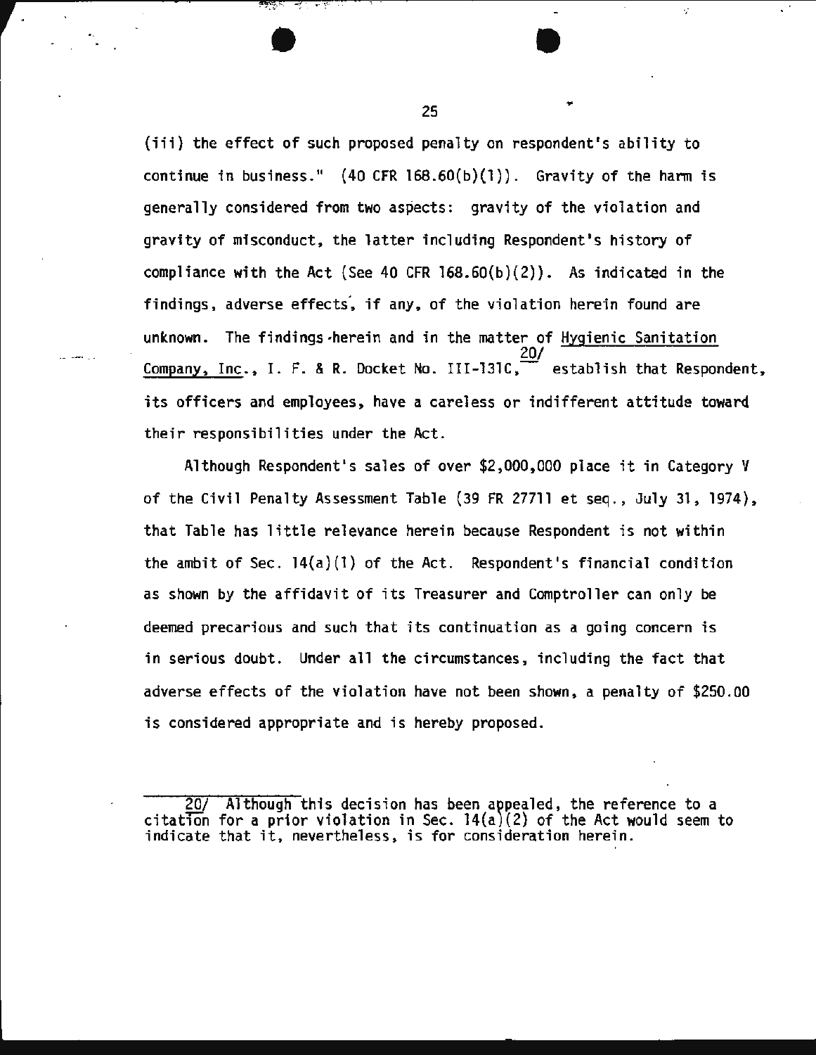(iii) the effect of such proposed penalty on respondent's ability to continue in business." (40 CFR 168.60(b)(1)). Gravity of the harm is generally considered from two aspects: gravity of the violation and gravity of misconduct, the latter including Respondent's history of compliance with the Act (See 40 CFR 168.60(b)(2)). As indicated in the findings, adverse effects, if any, of the violation herein found are unknown. The findings herein and in the matter of Hygienic Sanitation Company, Inc., I. F. & R. Docket No. III-131C,[20] establish that Respondent, its officers and employees, have a careless or indifferent attitude toward their responsibilities under the Act.

Although Respondent's sales of over $2,000,000 place it in Category V of the Civil Penalty Assessment Table (39 FR 27711 et seq., July 31, 1974), that Table has little relevance herein because Respondent is not within the ambit of Sec. 14(a)(1) of the Act. Respondent's financial condition as shown by the affidavit of its Treasurer and Comptroller can only be deemed precarious and such that its continuation as a going concern is in serious doubt. Under all the circumstances, including the fact that adverse effects of the violation have not been shown, a penalty of $250.00 is considered appropriate and is hereby proposed.

---

20/ Although this decision has been appealed, the reference to a citation for a prior violation in Sec. 14(a)(2) of the Act would seem to indicate that it, nevertheless, is for consideration herein.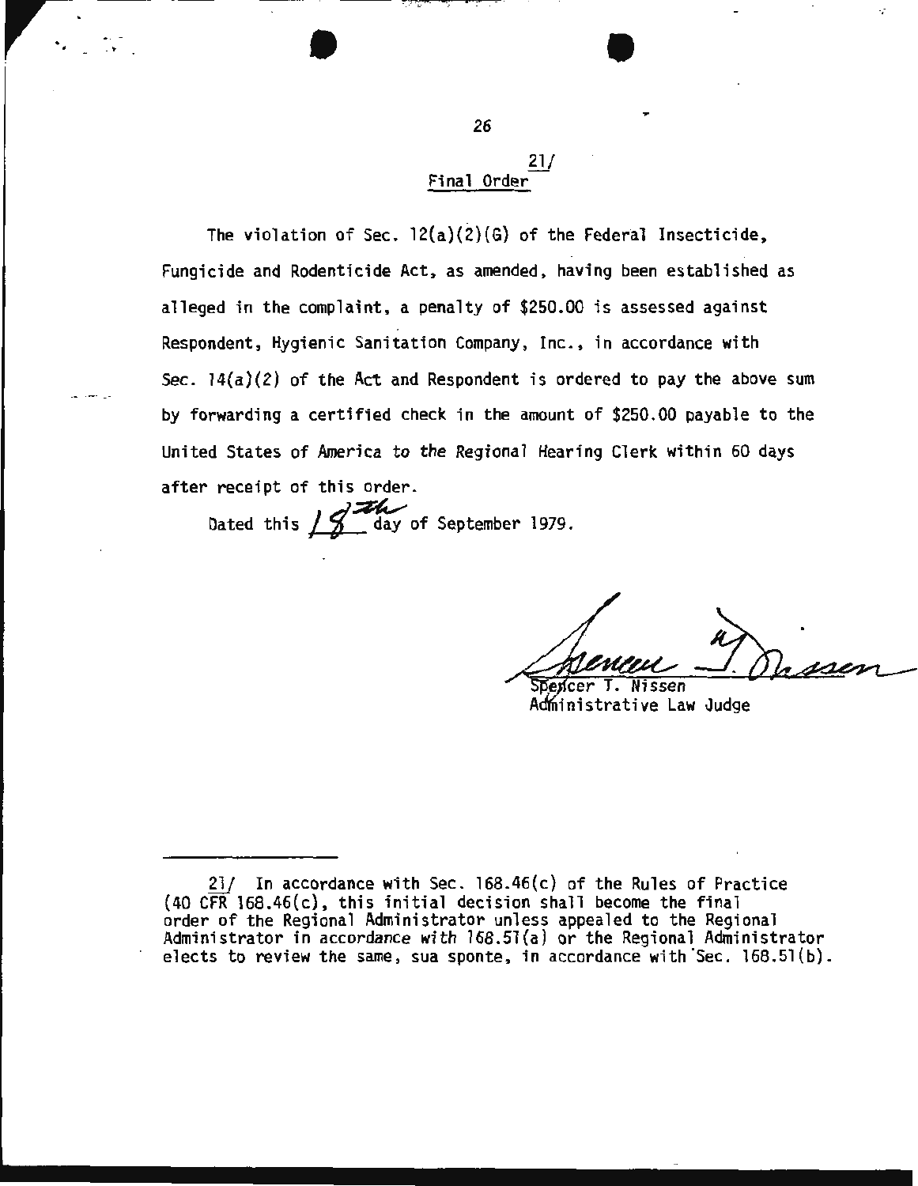## Final Order [21/]

The violation of Sec. 12(a)(2)(G) of the Federal Insecticide, Fungicide and Rodenticide Act, as amended, having been established as alleged in the complaint, a penalty of $250.00 is assessed against Respondent, Hygienic Sanitation Company, Inc., in accordance with Sec. 14(a)(2) of the Act and Respondent is ordered to pay the above sum by forwarding a certified check in the amount of $250.00 payable to the United States of America to the Regional Hearing Clerk within 60 days after receipt of this order.

Dated this 18th day of September 1979.

Spencer T. Nissen
Administrative Law Judge

---

21/ In accordance with Sec. 168.46(c) of the Rules of Practice (40 CFR 168.46(c), this initial decision shall become the final order of the Regional Administrator unless appealed to the Regional Administrator in accordance with 168.51(a) or the Regional Administrator elects to review the same, sua sponte, in accordance with Sec. 168.51(b).